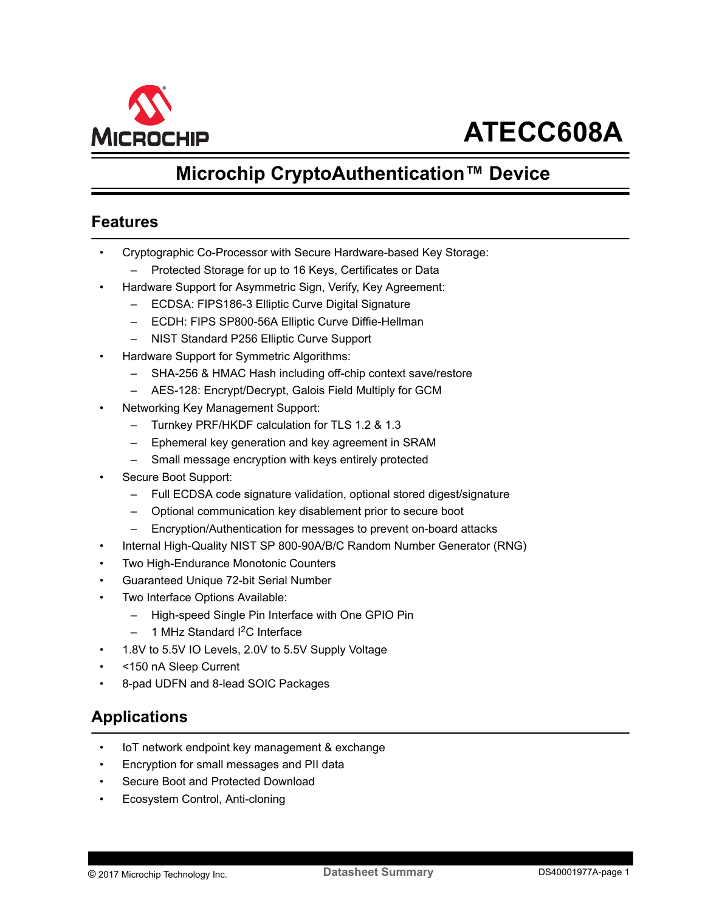# ATECC608A

## Microchip CryptoAuthentication™ Device

## Features

- Cryptographic Co-Processor with Secure Hardware-based Key Storage:
  - Protected Storage for up to 16 Keys, Certificates or Data
- Hardware Support for Asymmetric Sign, Verify, Key Agreement:
  - ECDSA: FIPS186-3 Elliptic Curve Digital Signature
  - ECDH: FIPS SP800-56A Elliptic Curve Diffie-Hellman
  - NIST Standard P256 Elliptic Curve Support
- Hardware Support for Symmetric Algorithms:
  - SHA-256 & HMAC Hash including off-chip context save/restore
  - AES-128: Encrypt/Decrypt, Galois Field Multiply for GCM
- Networking Key Management Support:
  - Turnkey PRF/HKDF calculation for TLS 1.2 & 1.3
  - Ephemeral key generation and key agreement in SRAM
  - Small message encryption with keys entirely protected
- Secure Boot Support:
  - Full ECDSA code signature validation, optional stored digest/signature
  - Optional communication key disablement prior to secure boot
  - Encryption/Authentication for messages to prevent on-board attacks
- Internal High-Quality NIST SP 800-90A/B/C Random Number Generator (RNG)
- Two High-Endurance Monotonic Counters
- Guaranteed Unique 72-bit Serial Number
- Two Interface Options Available:
  - High-speed Single Pin Interface with One GPIO Pin
  - 1 MHz Standard I²C Interface
- 1.8V to 5.5V IO Levels, 2.0V to 5.5V Supply Voltage
- <150 nA Sleep Current
- 8-pad UDFN and 8-lead SOIC Packages

## Applications

- IoT network endpoint key management & exchange
- Encryption for small messages and PII data
- Secure Boot and Protected Download
- Ecosystem Control, Anti-cloning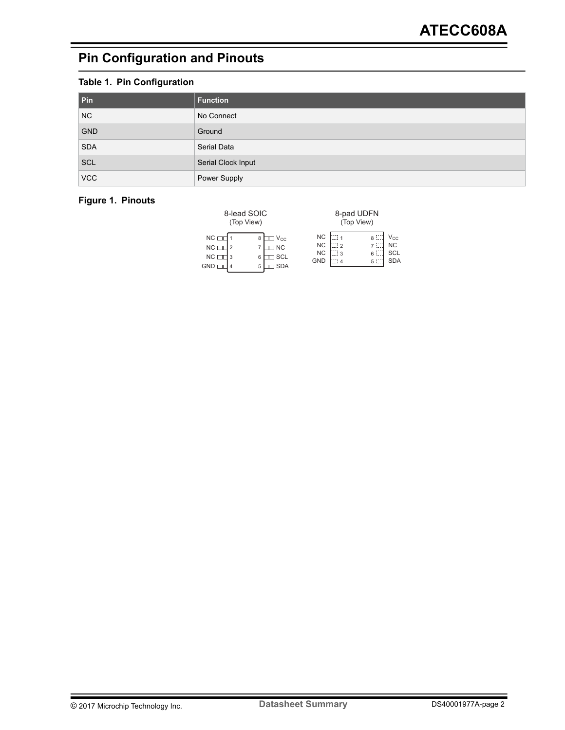## Pin Configuration and Pinouts

**Table 1. Pin Configuration**

| Pin | Function |
|---|---|
| NC | No Connect |
| GND | Ground |
| SDA | Serial Data |
| SCL | Serial Clock Input |
| VCC | Power Supply |

**Figure 1. Pinouts**

8-lead SOIC (Top View)

| Pin | Name | Pin | Name |
|---|---|---|---|
| 1 | NC | 8 | $V_{CC}$ |
| 2 | NC | 7 | NC |
| 3 | NC | 6 | SCL |
| 4 | GND | 5 | SDA |

8-pad UDFN (Top View)

| Pin | Name | Pin | Name |
|---|---|---|---|
| 1 | NC | 8 | $V_{CC}$ |
| 2 | NC | 7 | NC |
| 3 | NC | 6 | SCL |
| 4 | GND | 5 | SDA |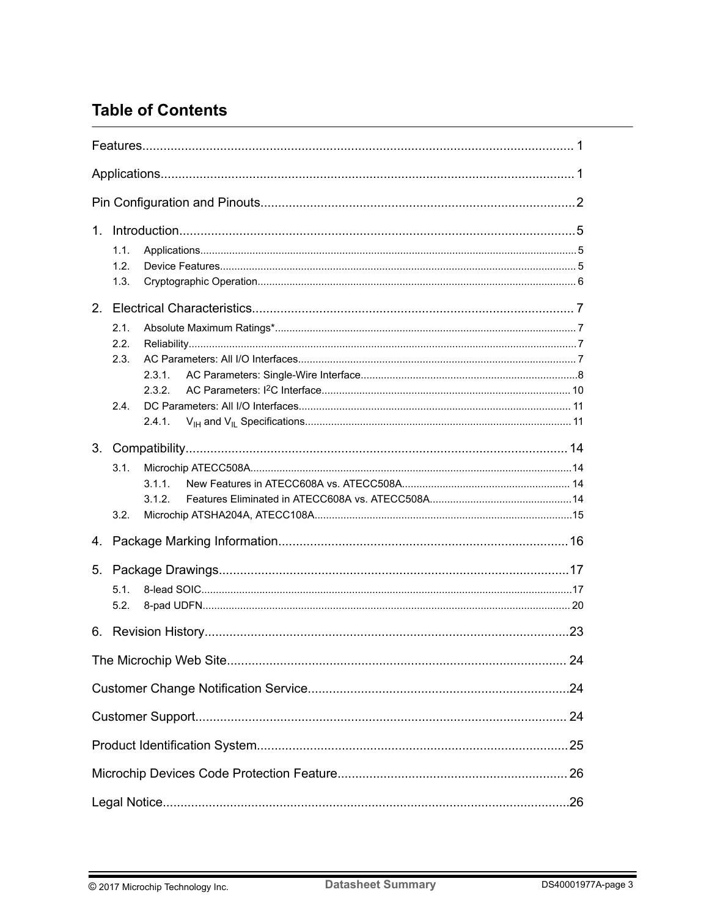# Table of Contents

Features........................................................................................................................... 1

Applications...................................................................................................................... 1

Pin Configuration and Pinouts..........................................................................................2

1. Introduction.................................................................................................................5
   - 1.1. Applications.................................................................................................................5
   - 1.2. Device Features...........................................................................................................5
   - 1.3. Cryptographic Operation..............................................................................................6

2. Electrical Characteristics............................................................................................ 7
   - 2.1. Absolute Maximum Ratings*........................................................................................7
   - 2.2. Reliability.....................................................................................................................7
   - 2.3. AC Parameters: All I/O Interfaces................................................................................7
     - 2.3.1. AC Parameters: Single-Wire Interface...........................................................8
     - 2.3.2. AC Parameters: I[2]C Interface.......................................................................10
   - 2.4. DC Parameters: All I/O Interfaces..............................................................................11
     - 2.4.1. $V_{IH}$ and $V_{IL}$ Specifications............................................................................11

3. Compatibility............................................................................................................. 14
   - 3.1. Microchip ATECC508A................................................................................................14
     - 3.1.1. New Features in ATECC608A vs. ATECC508A.......................................... 14
     - 3.1.2. Features Eliminated in ATECC608A vs. ATECC508A...................................14
   - 3.2. Microchip ATSHA204A, ATECC108A.........................................................................15

4. Package Marking Information...................................................................................16

5. Package Drawings.....................................................................................................17
   - 5.1. 8-lead SOIC................................................................................................................17
   - 5.2. 8-pad UDFN...............................................................................................................20

6. Revision History........................................................................................................23

The Microchip Web Site.................................................................................................. 24

Customer Change Notification Service...........................................................................24

Customer Support........................................................................................................... 24

Product Identification System..........................................................................................25

Microchip Devices Code Protection Feature.................................................................. 26

Legal Notice.....................................................................................................................26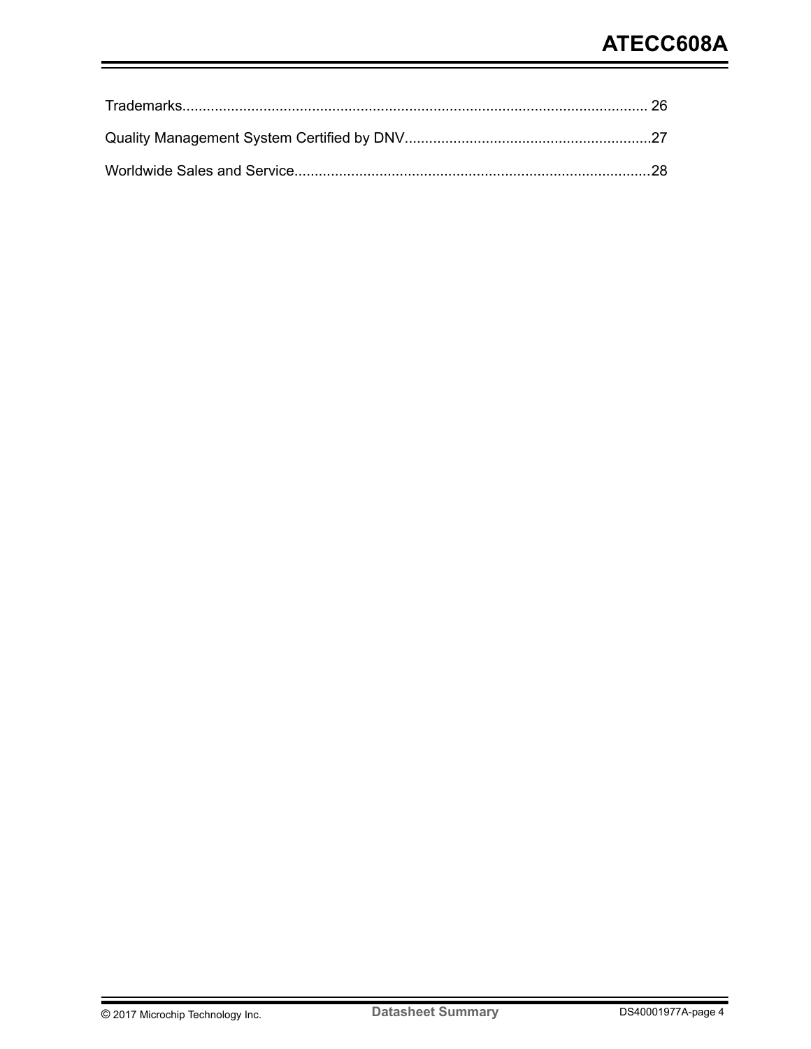Trademarks.................................................................................................................. 26

Quality Management System Certified by DNV............................................................27

Worldwide Sales and Service........................................................................................28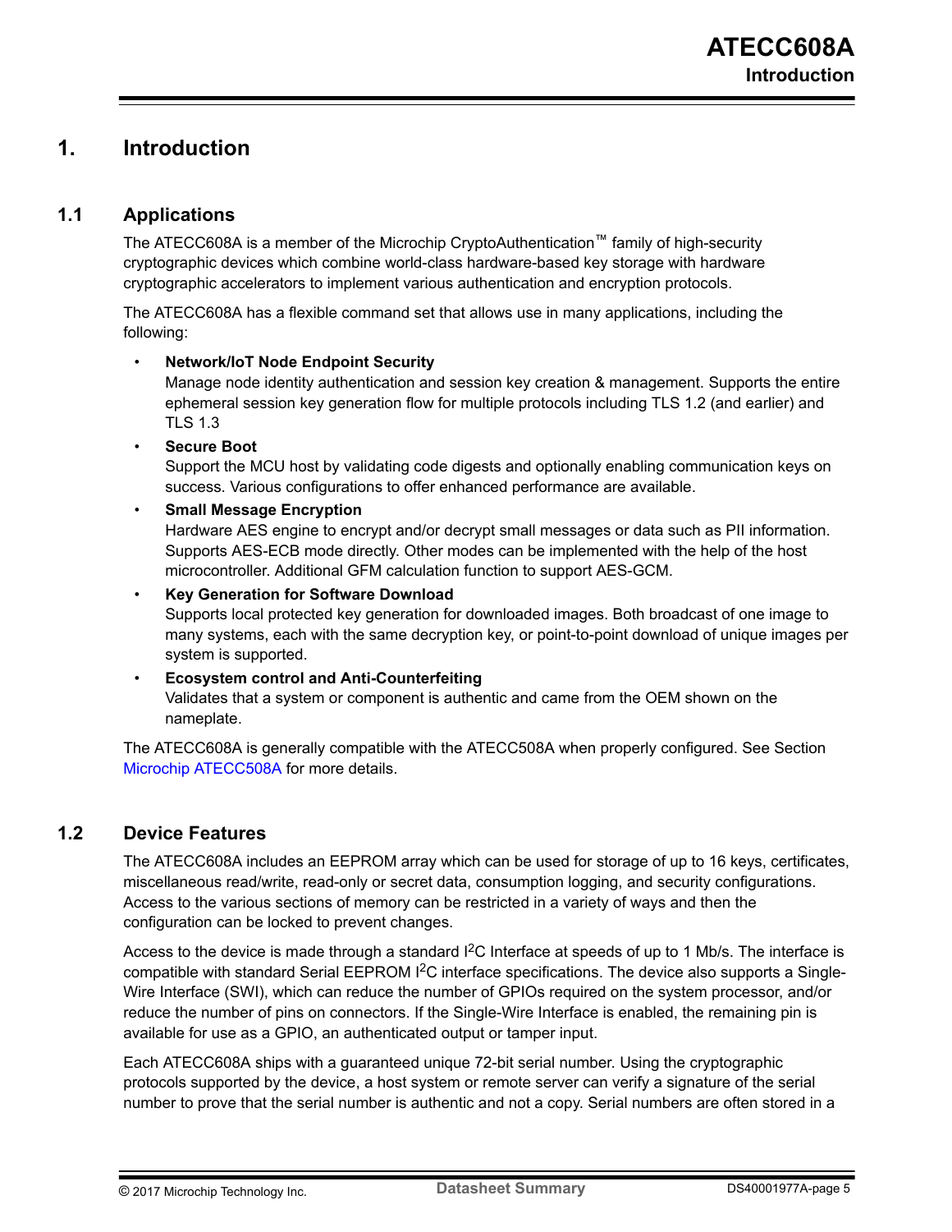# 1. Introduction

## 1.1 Applications

The ATECC608A is a member of the Microchip CryptoAuthentication™ family of high-security cryptographic devices which combine world-class hardware-based key storage with hardware cryptographic accelerators to implement various authentication and encryption protocols.

The ATECC608A has a flexible command set that allows use in many applications, including the following:

- **Network/IoT Node Endpoint Security**
  Manage node identity authentication and session key creation & management. Supports the entire ephemeral session key generation flow for multiple protocols including TLS 1.2 (and earlier) and TLS 1.3
- **Secure Boot**
  Support the MCU host by validating code digests and optionally enabling communication keys on success. Various configurations to offer enhanced performance are available.
- **Small Message Encryption**
  Hardware AES engine to encrypt and/or decrypt small messages or data such as PII information. Supports AES-ECB mode directly. Other modes can be implemented with the help of the host microcontroller. Additional GFM calculation function to support AES-GCM.
- **Key Generation for Software Download**
  Supports local protected key generation for downloaded images. Both broadcast of one image to many systems, each with the same decryption key, or point-to-point download of unique images per system is supported.
- **Ecosystem control and Anti-Counterfeiting**
  Validates that a system or component is authentic and came from the OEM shown on the nameplate.

The ATECC608A is generally compatible with the ATECC508A when properly configured. See Section Microchip ATECC508A for more details.

## 1.2 Device Features

The ATECC608A includes an EEPROM array which can be used for storage of up to 16 keys, certificates, miscellaneous read/write, read-only or secret data, consumption logging, and security configurations. Access to the various sections of memory can be restricted in a variety of ways and then the configuration can be locked to prevent changes.

Access to the device is made through a standard I²C Interface at speeds of up to 1 Mb/s. The interface is compatible with standard Serial EEPROM I²C interface specifications. The device also supports a Single-Wire Interface (SWI), which can reduce the number of GPIOs required on the system processor, and/or reduce the number of pins on connectors. If the Single-Wire Interface is enabled, the remaining pin is available for use as a GPIO, an authenticated output or tamper input.

Each ATECC608A ships with a guaranteed unique 72-bit serial number. Using the cryptographic protocols supported by the device, a host system or remote server can verify a signature of the serial number to prove that the serial number is authentic and not a copy. Serial numbers are often stored in a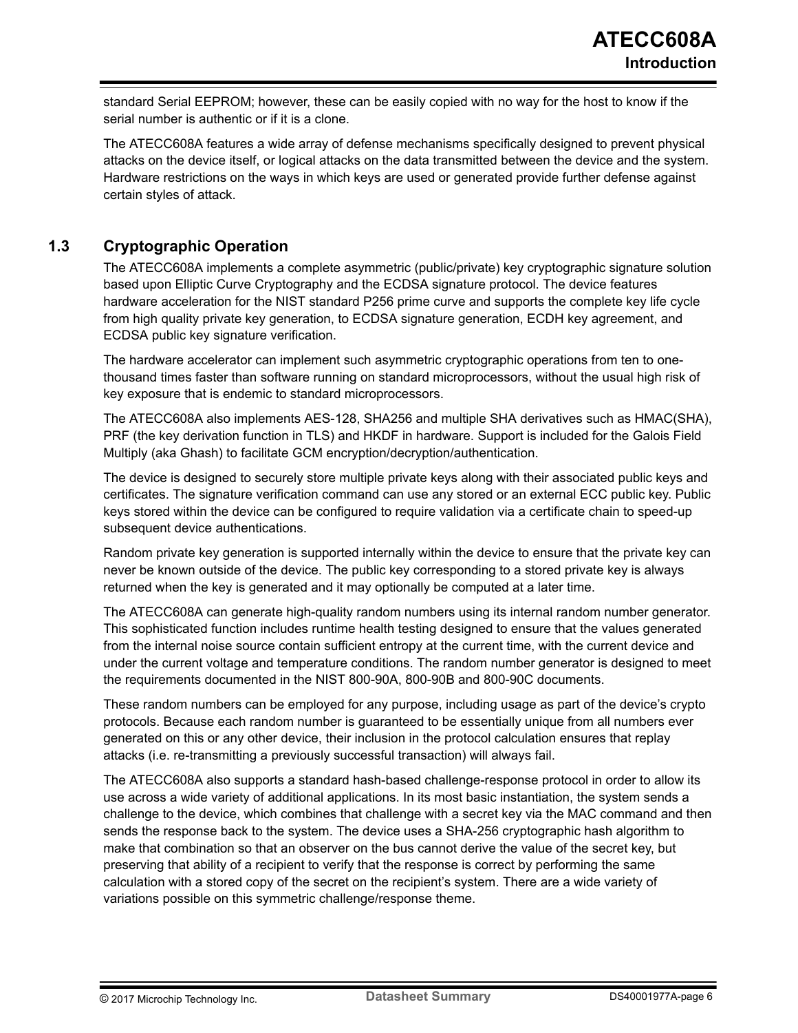standard Serial EEPROM; however, these can be easily copied with no way for the host to know if the serial number is authentic or if it is a clone.

The ATECC608A features a wide array of defense mechanisms specifically designed to prevent physical attacks on the device itself, or logical attacks on the data transmitted between the device and the system. Hardware restrictions on the ways in which keys are used or generated provide further defense against certain styles of attack.

## 1.3 Cryptographic Operation

The ATECC608A implements a complete asymmetric (public/private) key cryptographic signature solution based upon Elliptic Curve Cryptography and the ECDSA signature protocol. The device features hardware acceleration for the NIST standard P256 prime curve and supports the complete key life cycle from high quality private key generation, to ECDSA signature generation, ECDH key agreement, and ECDSA public key signature verification.

The hardware accelerator can implement such asymmetric cryptographic operations from ten to one-thousand times faster than software running on standard microprocessors, without the usual high risk of key exposure that is endemic to standard microprocessors.

The ATECC608A also implements AES-128, SHA256 and multiple SHA derivatives such as HMAC(SHA), PRF (the key derivation function in TLS) and HKDF in hardware. Support is included for the Galois Field Multiply (aka Ghash) to facilitate GCM encryption/decryption/authentication.

The device is designed to securely store multiple private keys along with their associated public keys and certificates. The signature verification command can use any stored or an external ECC public key. Public keys stored within the device can be configured to require validation via a certificate chain to speed-up subsequent device authentications.

Random private key generation is supported internally within the device to ensure that the private key can never be known outside of the device. The public key corresponding to a stored private key is always returned when the key is generated and it may optionally be computed at a later time.

The ATECC608A can generate high-quality random numbers using its internal random number generator. This sophisticated function includes runtime health testing designed to ensure that the values generated from the internal noise source contain sufficient entropy at the current time, with the current device and under the current voltage and temperature conditions. The random number generator is designed to meet the requirements documented in the NIST 800-90A, 800-90B and 800-90C documents.

These random numbers can be employed for any purpose, including usage as part of the device's crypto protocols. Because each random number is guaranteed to be essentially unique from all numbers ever generated on this or any other device, their inclusion in the protocol calculation ensures that replay attacks (i.e. re-transmitting a previously successful transaction) will always fail.

The ATECC608A also supports a standard hash-based challenge-response protocol in order to allow its use across a wide variety of additional applications. In its most basic instantiation, the system sends a challenge to the device, which combines that challenge with a secret key via the MAC command and then sends the response back to the system. The device uses a SHA-256 cryptographic hash algorithm to make that combination so that an observer on the bus cannot derive the value of the secret key, but preserving that ability of a recipient to verify that the response is correct by performing the same calculation with a stored copy of the secret on the recipient's system. There are a wide variety of variations possible on this symmetric challenge/response theme.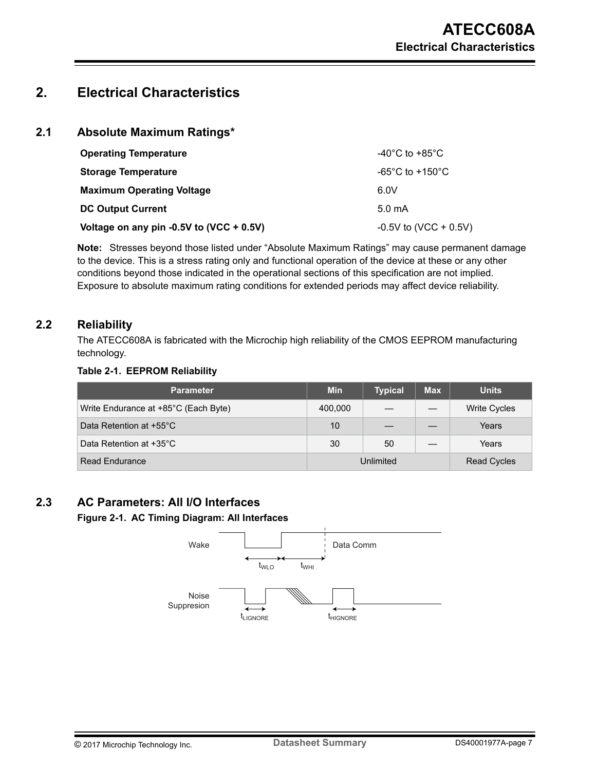# 2. Electrical Characteristics

## 2.1 Absolute Maximum Ratings*

| | |
|---|---|
| **Operating Temperature** | -40°C to +85°C |
| **Storage Temperature** | -65°C to +150°C |
| **Maximum Operating Voltage** | 6.0V |
| **DC Output Current** | 5.0 mA |
| **Voltage on any pin -0.5V to (VCC + 0.5V)** | -0.5V to (VCC + 0.5V) |

**Note:** Stresses beyond those listed under "Absolute Maximum Ratings" may cause permanent damage to the device. This is a stress rating only and functional operation of the device at these or any other conditions beyond those indicated in the operational sections of this specification are not implied. Exposure to absolute maximum rating conditions for extended periods may affect device reliability.

## 2.2 Reliability

The ATECC608A is fabricated with the Microchip high reliability of the CMOS EEPROM manufacturing technology.

**Table 2-1. EEPROM Reliability**

| Parameter | Min | Typical | Max | Units |
|---|---|---|---|---|
| Write Endurance at +85°C (Each Byte) | 400,000 | — | — | Write Cycles |
| Data Retention at +55°C | 10 | — | — | Years |
| Data Retention at +35°C | 30 | 50 | — | Years |
| Read Endurance | Unlimited | | | Read Cycles |

## 2.3 AC Parameters: All I/O Interfaces

**Figure 2-1. AC Timing Diagram: All Interfaces**

Wake — $t_{WLO}$, $t_{WHI}$ — Data Comm

Noise Suppresion — $t_{LIGNORE}$, $t_{HIGNORE}$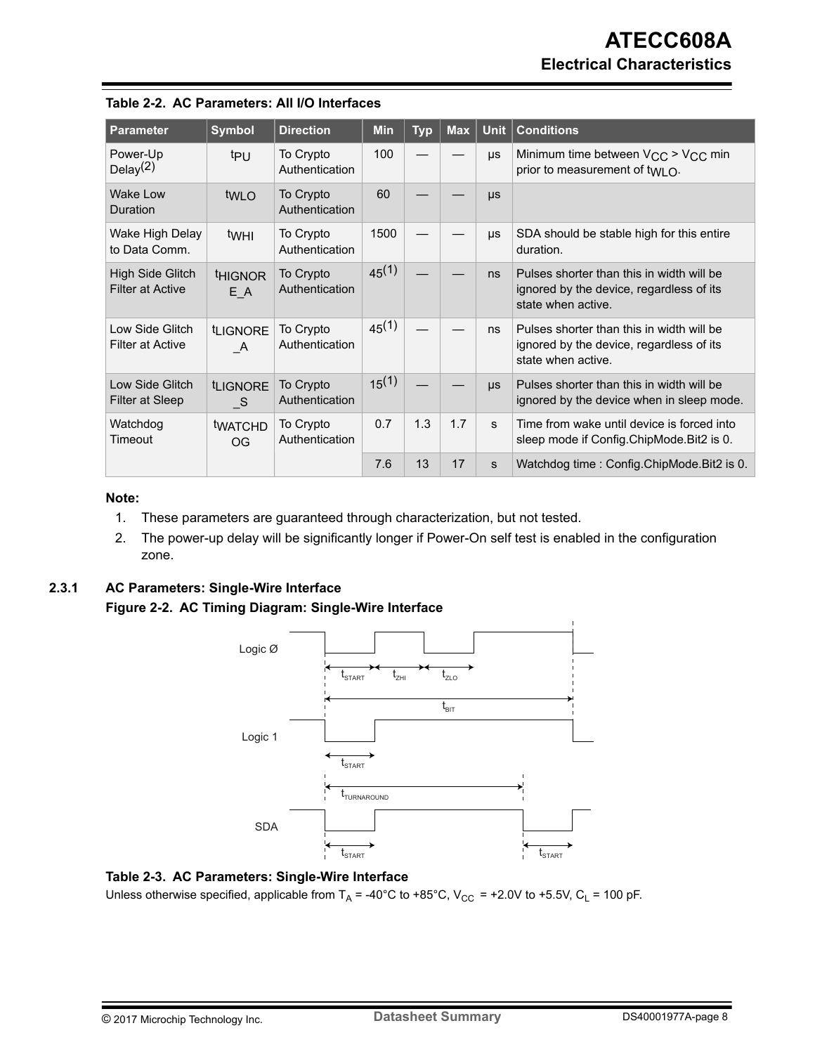**Table 2-2. AC Parameters: All I/O Interfaces**

| Parameter | Symbol | Direction | Min | Typ | Max | Unit | Conditions |
|---|---|---|---|---|---|---|---|
| Power-Up Delay[2] | $t_{PU}$ | To Crypto Authentication | 100 | — | — | µs | Minimum time between $V_{CC}$ > $V_{CC}$ min prior to measurement of $t_{WLO}$. |
| Wake Low Duration | $t_{WLO}$ | To Crypto Authentication | 60 | — | — | µs | |
| Wake High Delay to Data Comm. | $t_{WHI}$ | To Crypto Authentication | 1500 | — | — | µs | SDA should be stable high for this entire duration. |
| High Side Glitch Filter at Active | $t_{HIGNORE\_A}$ | To Crypto Authentication | 45[1] | — | — | ns | Pulses shorter than this in width will be ignored by the device, regardless of its state when active. |
| Low Side Glitch Filter at Active | $t_{LIGNORE\_A}$ | To Crypto Authentication | 45[1] | — | — | ns | Pulses shorter than this in width will be ignored by the device, regardless of its state when active. |
| Low Side Glitch Filter at Sleep | $t_{LIGNORE\_S}$ | To Crypto Authentication | 15[1] | — | — | µs | Pulses shorter than this in width will be ignored by the device when in sleep mode. |
| Watchdog Timeout | $t_{WATCHDOG}$ | To Crypto Authentication | 0.7 | 1.3 | 1.7 | s | Time from wake until device is forced into sleep mode if Config.ChipMode.Bit2 is 0. |
| | | | 7.6 | 13 | 17 | s | Watchdog time : Config.ChipMode.Bit2 is 0. |

**Note:**

1. These parameters are guaranteed through characterization, but not tested.
2. The power-up delay will be significantly longer if Power-On self test is enabled in the configuration zone.

### 2.3.1 AC Parameters: Single-Wire Interface

**Figure 2-2. AC Timing Diagram: Single-Wire Interface**

**Table 2-3. AC Parameters: Single-Wire Interface**

Unless otherwise specified, applicable from $T_A$ = -40°C to +85°C, $V_{CC}$ = +2.0V to +5.5V, $C_L$ = 100 pF.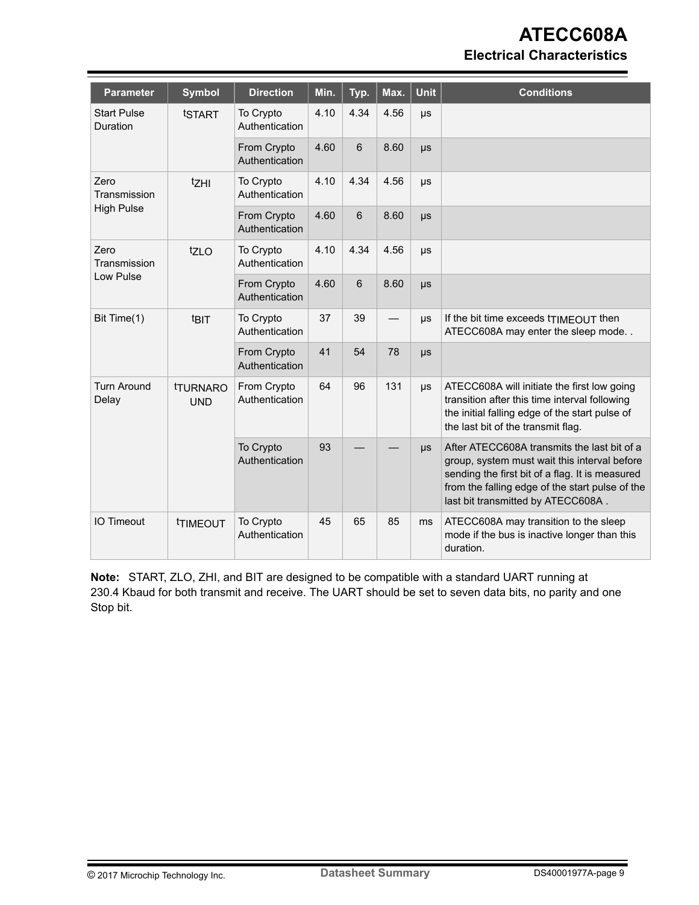| Parameter | Symbol | Direction | Min. | Typ. | Max. | Unit | Conditions |
|---|---|---|---|---|---|---|---|
| Start Pulse Duration | $t_{START}$ | To Crypto Authentication | 4.10 | 4.34 | 4.56 | μs | |
| | | From Crypto Authentication | 4.60 | 6 | 8.60 | μs | |
| Zero Transmission High Pulse | $t_{ZHI}$ | To Crypto Authentication | 4.10 | 4.34 | 4.56 | μs | |
| | | From Crypto Authentication | 4.60 | 6 | 8.60 | μs | |
| Zero Transmission Low Pulse | $t_{ZLO}$ | To Crypto Authentication | 4.10 | 4.34 | 4.56 | μs | |
| | | From Crypto Authentication | 4.60 | 6 | 8.60 | μs | |
| Bit Time(1) | $t_{BIT}$ | To Crypto Authentication | 37 | 39 | — | μs | If the bit time exceeds $t_{TIMEOUT}$ then ATECC608A may enter the sleep mode. . |
| | | From Crypto Authentication | 41 | 54 | 78 | μs | |
| Turn Around Delay | $t_{TURNAROUND}$ | From Crypto Authentication | 64 | 96 | 131 | μs | ATECC608A will initiate the first low going transition after this time interval following the initial falling edge of the start pulse of the last bit of the transmit flag. |
| | | To Crypto Authentication | 93 | — | — | μs | After ATECC608A transmits the last bit of a group, system must wait this interval before sending the first bit of a flag. It is measured from the falling edge of the start pulse of the last bit transmitted by ATECC608A . |
| IO Timeout | $t_{TIMEOUT}$ | To Crypto Authentication | 45 | 65 | 85 | ms | ATECC608A may transition to the sleep mode if the bus is inactive longer than this duration. |

**Note:** START, ZLO, ZHI, and BIT are designed to be compatible with a standard UART running at 230.4 Kbaud for both transmit and receive. The UART should be set to seven data bits, no parity and one Stop bit.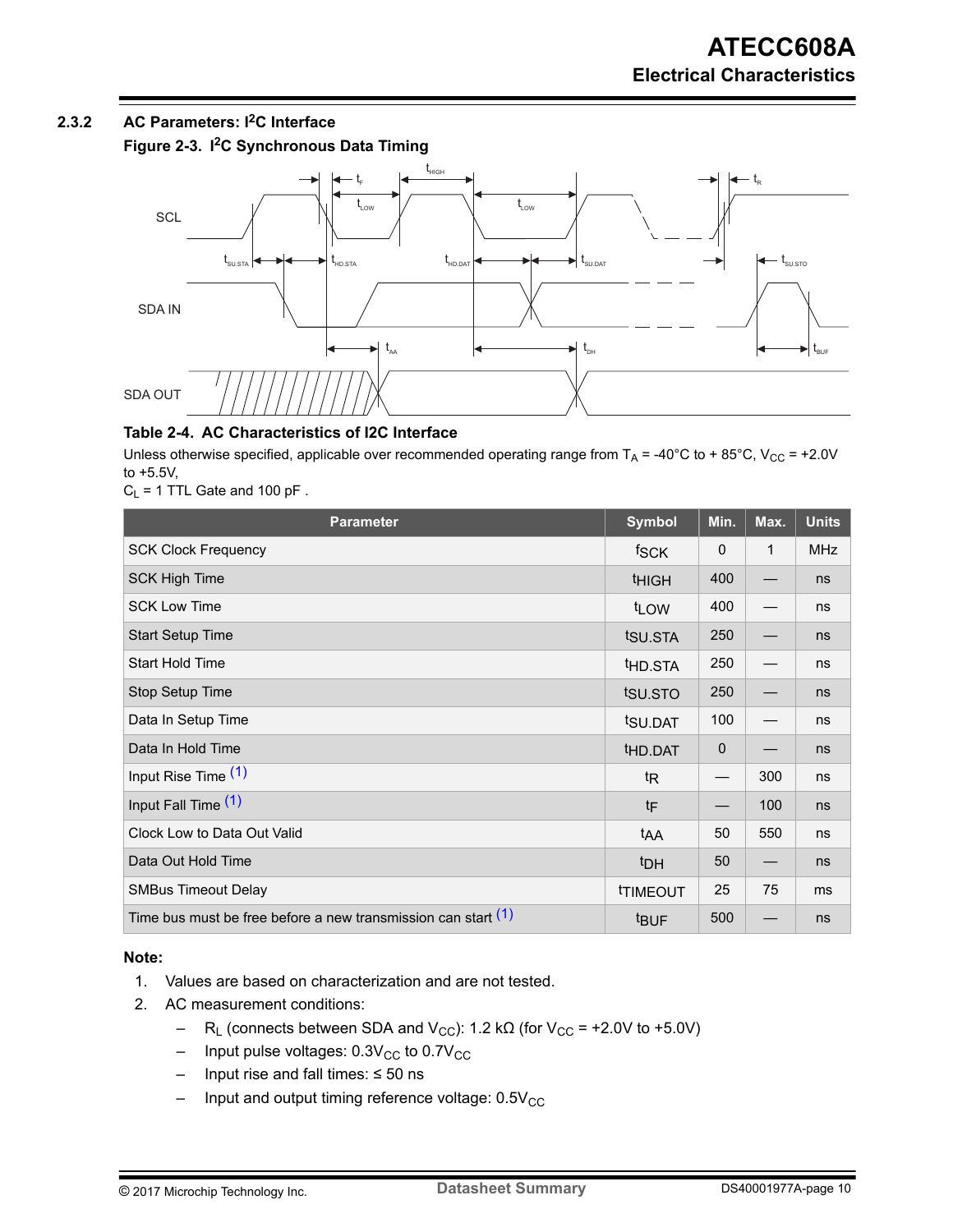### 2.3.2 AC Parameters: $I^2C$ Interface

**Figure 2-3. $I^2C$ Synchronous Data Timing**

**Table 2-4. AC Characteristics of I2C Interface**

Unless otherwise specified, applicable over recommended operating range from $T_A$ = -40°C to + 85°C, $V_{CC}$ = +2.0V to +5.5V,
$C_L$ = 1 TTL Gate and 100 pF .

| Parameter | Symbol | Min. | Max. | Units |
|---|---|---|---|---|
| SCK Clock Frequency | $f_{SCK}$ | 0 | 1 | MHz |
| SCK High Time | $t_{HIGH}$ | 400 | — | ns |
| SCK Low Time | $t_{LOW}$ | 400 | — | ns |
| Start Setup Time | $t_{SU.STA}$ | 250 | — | ns |
| Start Hold Time | $t_{HD.STA}$ | 250 | — | ns |
| Stop Setup Time | $t_{SU.STO}$ | 250 | — | ns |
| Data In Setup Time | $t_{SU.DAT}$ | 100 | — | ns |
| Data In Hold Time | $t_{HD.DAT}$ | 0 | — | ns |
| Input Rise Time (1) | $t_R$ | — | 300 | ns |
| Input Fall Time (1) | $t_F$ | — | 100 | ns |
| Clock Low to Data Out Valid | $t_{AA}$ | 50 | 550 | ns |
| Data Out Hold Time | $t_{DH}$ | 50 | — | ns |
| SMBus Timeout Delay | $t_{TIMEOUT}$ | 25 | 75 | ms |
| Time bus must be free before a new transmission can start (1) | $t_{BUF}$ | 500 | — | ns |

**Note:**

1. Values are based on characterization and are not tested.
2. AC measurement conditions:
   - $R_L$ (connects between SDA and $V_{CC}$): 1.2 kΩ (for $V_{CC}$ = +2.0V to +5.0V)
   - Input pulse voltages: $0.3V_{CC}$ to $0.7V_{CC}$
   - Input rise and fall times: ≤ 50 ns
   - Input and output timing reference voltage: $0.5V_{CC}$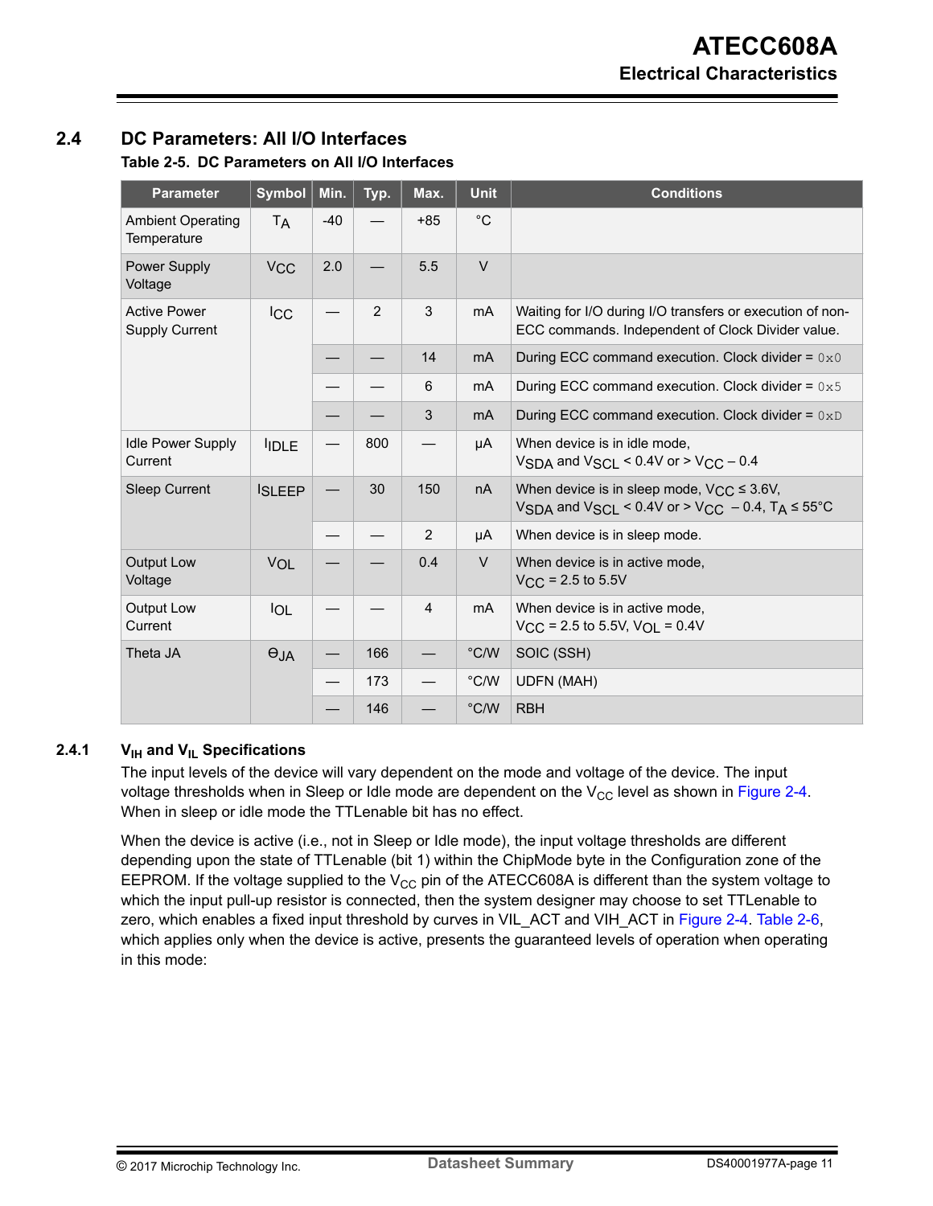## 2.4 DC Parameters: All I/O Interfaces

**Table 2-5. DC Parameters on All I/O Interfaces**

| Parameter | Symbol | Min. | Typ. | Max. | Unit | Conditions |
|---|---|---|---|---|---|---|
| Ambient Operating Temperature | $T_A$ | -40 | — | +85 | °C | |
| Power Supply Voltage | $V_{CC}$ | 2.0 | — | 5.5 | V | |
| Active Power Supply Current | $I_{CC}$ | — | 2 | 3 | mA | Waiting for I/O during I/O transfers or execution of non-ECC commands. Independent of Clock Divider value. |
| | | — | — | 14 | mA | During ECC command execution. Clock divider = `0x0` |
| | | — | — | 6 | mA | During ECC command execution. Clock divider = `0x5` |
| | | — | — | 3 | mA | During ECC command execution. Clock divider = `0xD` |
| Idle Power Supply Current | $I_{IDLE}$ | — | 800 | — | μA | When device is in idle mode, $V_{SDA}$ and $V_{SCL}$ < 0.4V or > $V_{CC}$ – 0.4 |
| Sleep Current | $I_{SLEEP}$ | — | 30 | 150 | nA | When device is in sleep mode, $V_{CC}$ ≤ 3.6V, $V_{SDA}$ and $V_{SCL}$ < 0.4V or > $V_{CC}$ – 0.4, $T_A$ ≤ 55°C |
| | | — | — | 2 | μA | When device is in sleep mode. |
| Output Low Voltage | $V_{OL}$ | — | — | 0.4 | V | When device is in active mode, $V_{CC}$ = 2.5 to 5.5V |
| Output Low Current | $I_{OL}$ | — | — | 4 | mA | When device is in active mode, $V_{CC}$ = 2.5 to 5.5V, $V_{OL}$ = 0.4V |
| Theta JA | $\Theta_{JA}$ | — | 166 | — | °C/W | SOIC (SSH) |
| | | — | 173 | — | °C/W | UDFN (MAH) |
| | | — | 146 | — | °C/W | RBH |

### 2.4.1 $V_{IH}$ and $V_{IL}$ Specifications

The input levels of the device will vary dependent on the mode and voltage of the device. The input voltage thresholds when in Sleep or Idle mode are dependent on the $V_{CC}$ level as shown in Figure 2-4. When in sleep or idle mode the TTLenable bit has no effect.

When the device is active (i.e., not in Sleep or Idle mode), the input voltage thresholds are different depending upon the state of TTLenable (bit 1) within the ChipMode byte in the Configuration zone of the EEPROM. If the voltage supplied to the $V_{CC}$ pin of the ATECC608A is different than the system voltage to which the input pull-up resistor is connected, then the system designer may choose to set TTLenable to zero, which enables a fixed input threshold by curves in VIL_ACT and VIH_ACT in Figure 2-4. Table 2-6, which applies only when the device is active, presents the guaranteed levels of operation when operating in this mode: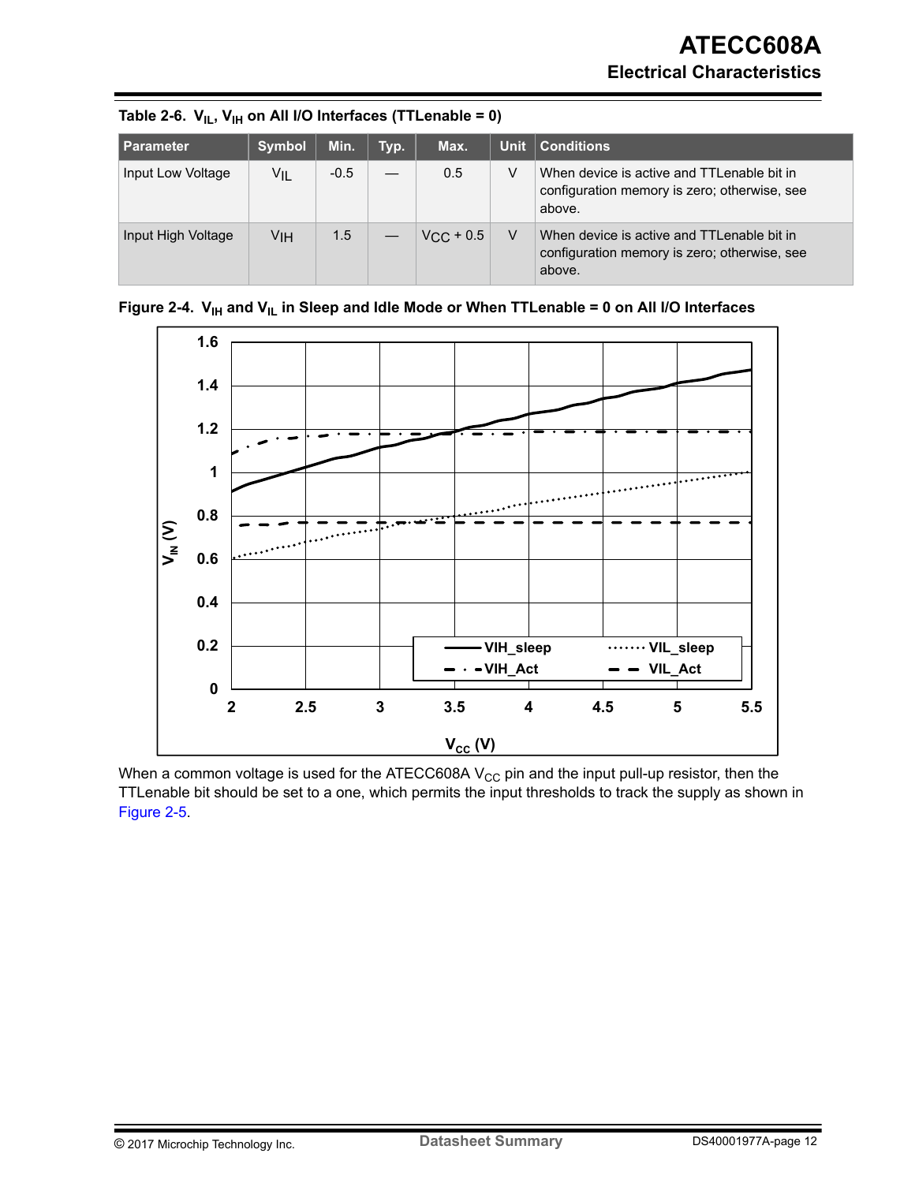**Table 2-6. $V_{IL}$, $V_{IH}$ on All I/O Interfaces (TTLenable = 0)**

| Parameter | Symbol | Min. | Typ. | Max. | Unit | Conditions |
|---|---|---|---|---|---|---|
| Input Low Voltage | $V_{IL}$ | -0.5 | — | 0.5 | V | When device is active and TTLenable bit in configuration memory is zero; otherwise, see above. |
| Input High Voltage | $V_{IH}$ | 1.5 | — | $V_{CC}$ + 0.5 | V | When device is active and TTLenable bit in configuration memory is zero; otherwise, see above. |

**Figure 2-4. $V_{IH}$ and $V_{IL}$ in Sleep and Idle Mode or When TTLenable = 0 on All I/O Interfaces**

When a common voltage is used for the ATECC608A $V_{CC}$ pin and the input pull-up resistor, then the TTLenable bit should be set to a one, which permits the input thresholds to track the supply as shown in Figure 2-5.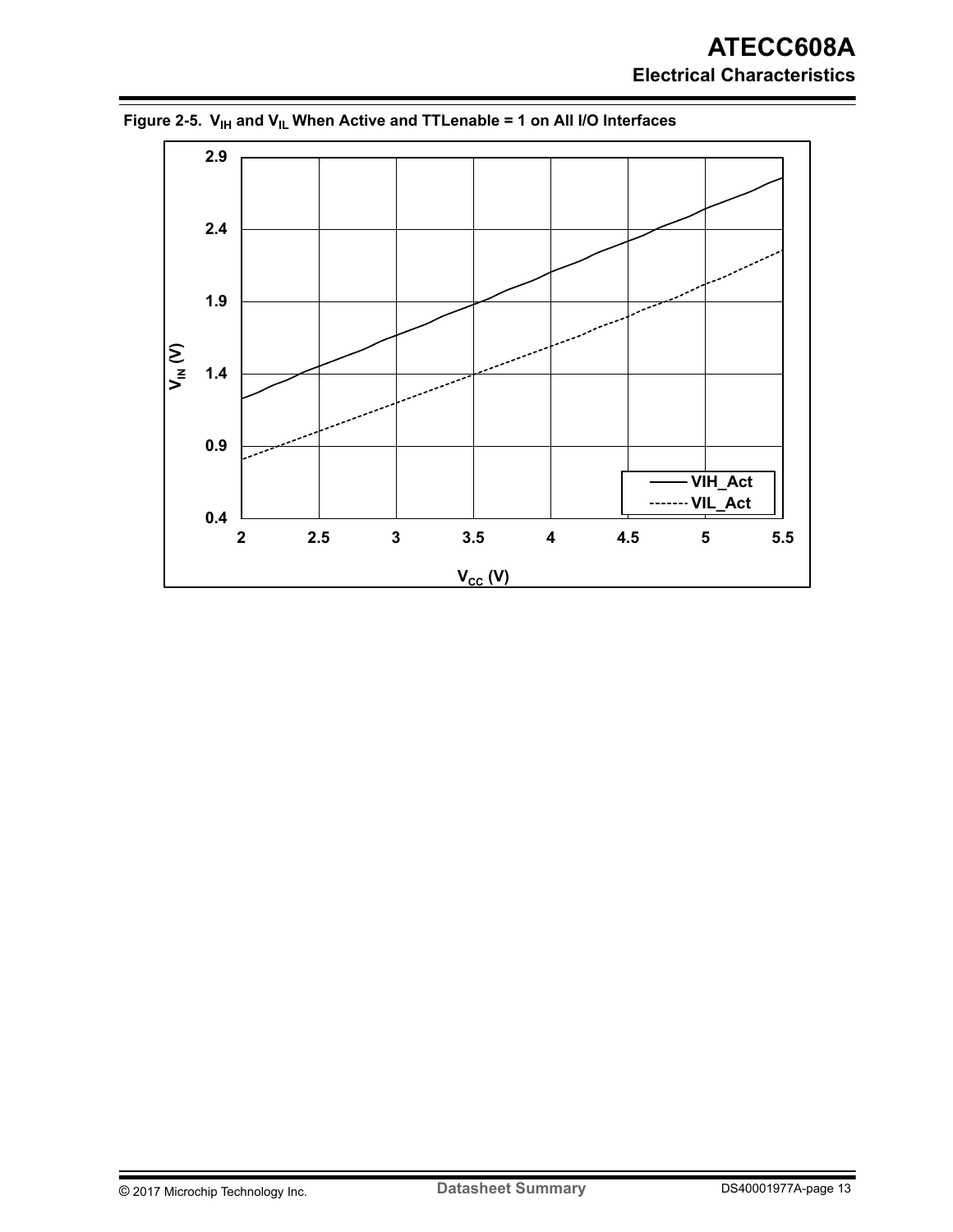**Figure 2-5. $V_{IH}$ and $V_{IL}$ When Active and TTLenable = 1 on All I/O Interfaces**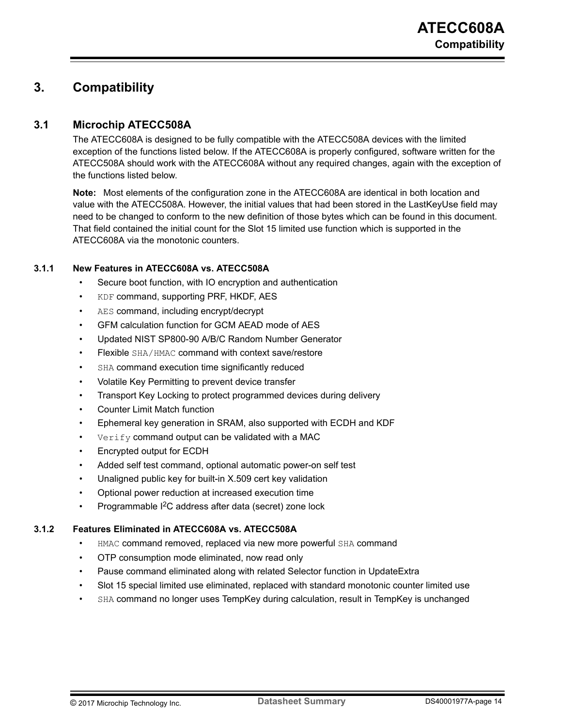# 3. Compatibility

## 3.1 Microchip ATECC508A

The ATECC608A is designed to be fully compatible with the ATECC508A devices with the limited exception of the functions listed below. If the ATECC608A is properly configured, software written for the ATECC508A should work with the ATECC608A without any required changes, again with the exception of the functions listed below.

**Note:** Most elements of the configuration zone in the ATECC608A are identical in both location and value with the ATECC508A. However, the initial values that had been stored in the LastKeyUse field may need to be changed to conform to the new definition of those bytes which can be found in this document. That field contained the initial count for the Slot 15 limited use function which is supported in the ATECC608A via the monotonic counters.

### 3.1.1 New Features in ATECC608A vs. ATECC508A

- Secure boot function, with IO encryption and authentication
- `KDF` command, supporting PRF, HKDF, AES
- `AES` command, including encrypt/decrypt
- GFM calculation function for GCM AEAD mode of AES
- Updated NIST SP800-90 A/B/C Random Number Generator
- Flexible `SHA/HMAC` command with context save/restore
- `SHA` command execution time significantly reduced
- Volatile Key Permitting to prevent device transfer
- Transport Key Locking to protect programmed devices during delivery
- Counter Limit Match function
- Ephemeral key generation in SRAM, also supported with ECDH and KDF
- `Verify` command output can be validated with a MAC
- Encrypted output for ECDH
- Added self test command, optional automatic power-on self test
- Unaligned public key for built-in X.509 cert key validation
- Optional power reduction at increased execution time
- Programmable I$^2$C address after data (secret) zone lock

### 3.1.2 Features Eliminated in ATECC608A vs. ATECC508A

- `HMAC` command removed, replaced via new more powerful `SHA` command
- OTP consumption mode eliminated, now read only
- Pause command eliminated along with related Selector function in UpdateExtra
- Slot 15 special limited use eliminated, replaced with standard monotonic counter limited use
- `SHA` command no longer uses TempKey during calculation, result in TempKey is unchanged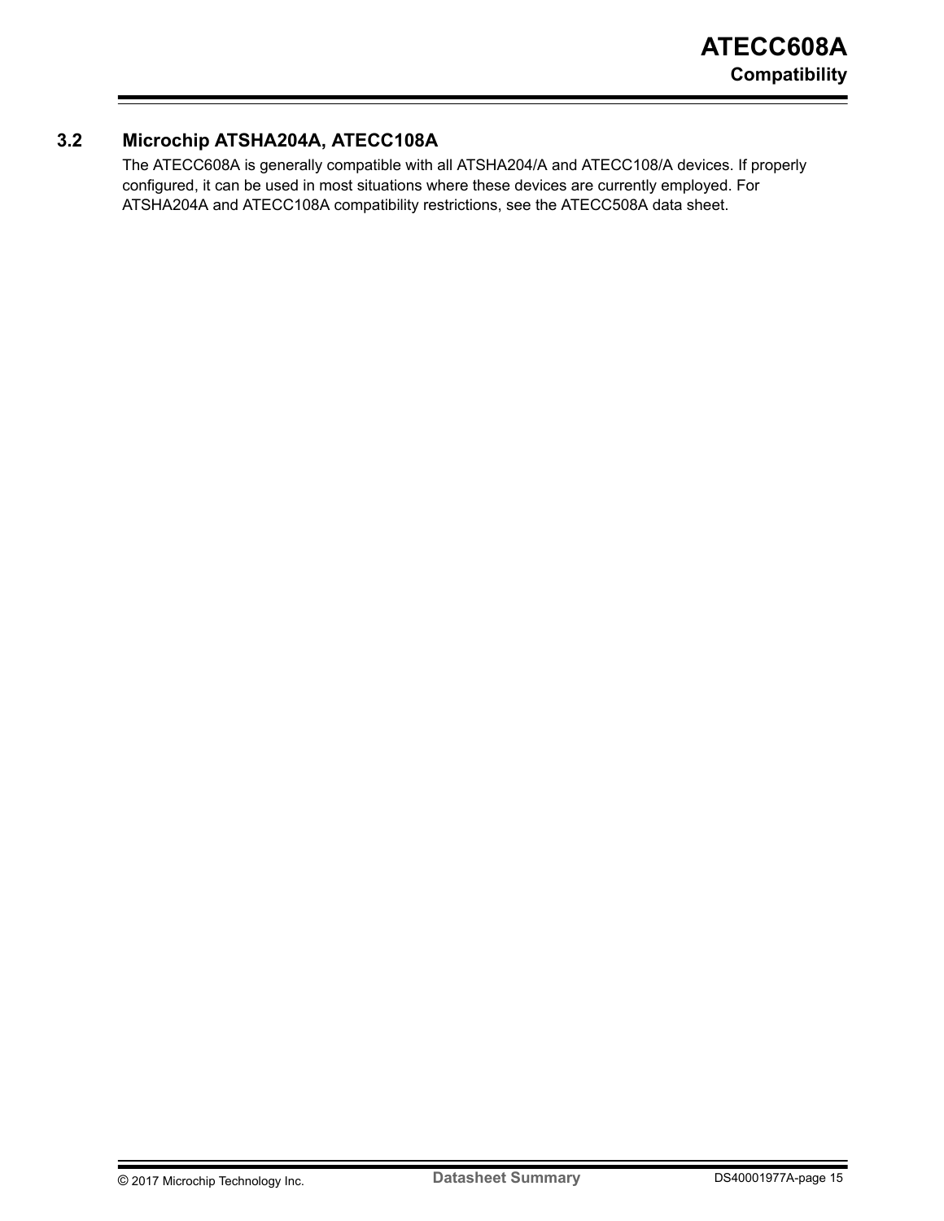## 3.2 Microchip ATSHA204A, ATECC108A

The ATECC608A is generally compatible with all ATSHA204/A and ATECC108/A devices. If properly configured, it can be used in most situations where these devices are currently employed. For ATSHA204A and ATECC108A compatibility restrictions, see the ATECC508A data sheet.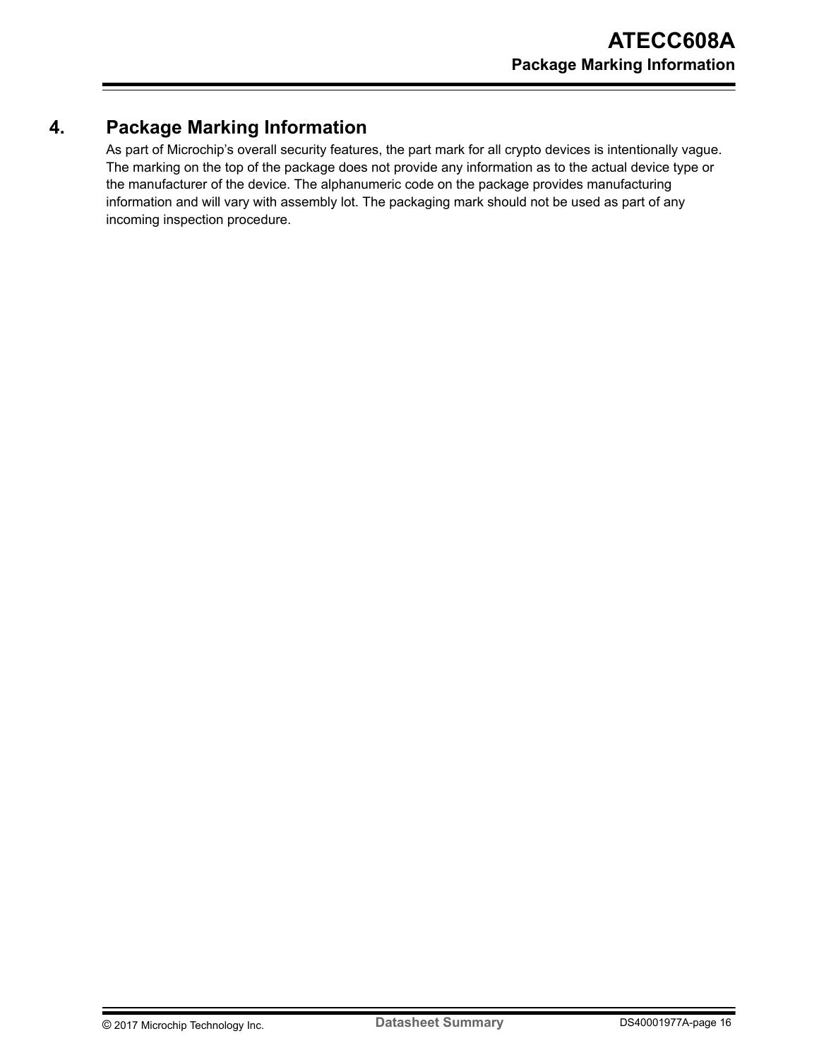# 4. Package Marking Information

As part of Microchip's overall security features, the part mark for all crypto devices is intentionally vague. The marking on the top of the package does not provide any information as to the actual device type or the manufacturer of the device. The alphanumeric code on the package provides manufacturing information and will vary with assembly lot. The packaging mark should not be used as part of any incoming inspection procedure.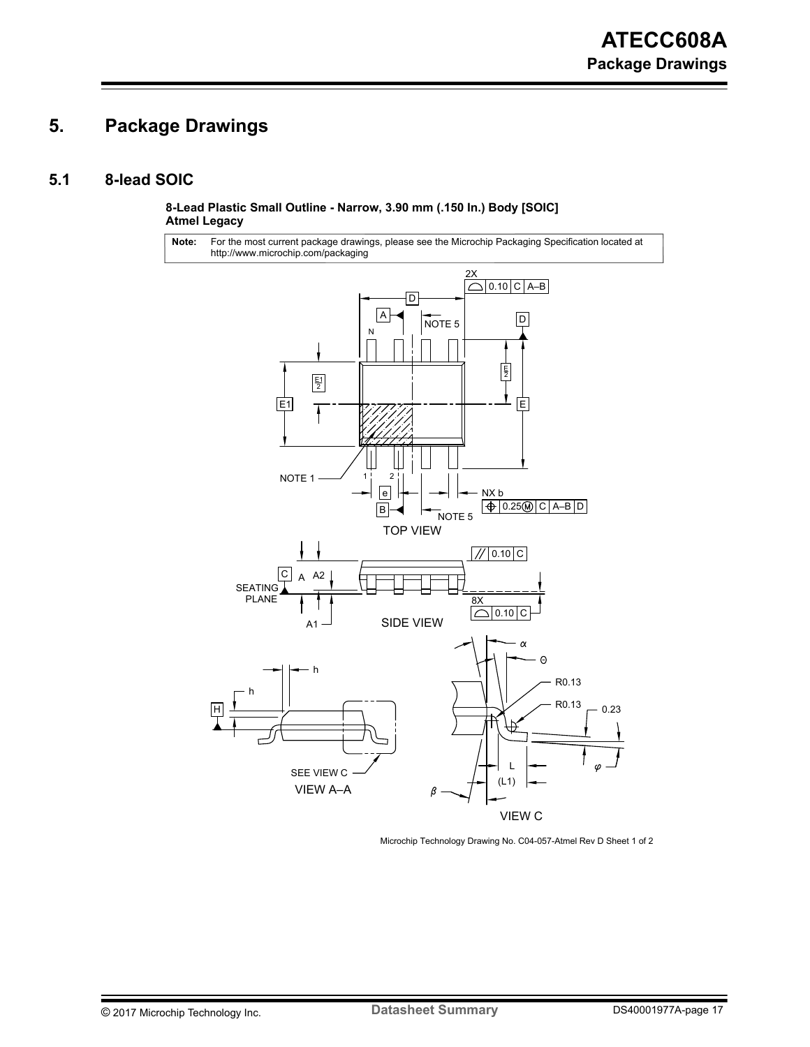# 5. Package Drawings

## 5.1 8-lead SOIC

**8-Lead Plastic Small Outline - Narrow, 3.90 mm (.150 In.) Body [SOIC]**
**Atmel Legacy**

| Note: | For the most current package drawings, please see the Microchip Packaging Specification located at http://www.microchip.com/packaging |
|---|---|

Microchip Technology Drawing No. C04-057-Atmel Rev D Sheet 1 of 2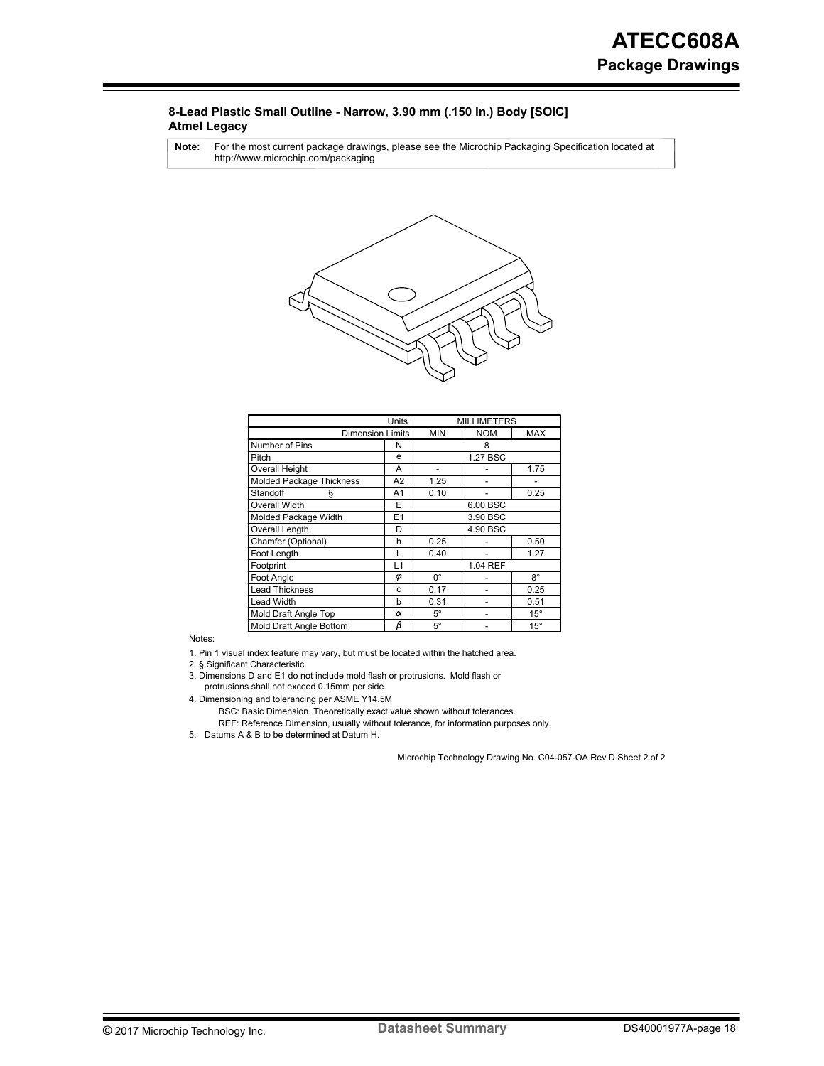### 8-Lead Plastic Small Outline - Narrow, 3.90 mm (.150 In.) Body [SOIC] Atmel Legacy

**Note:** For the most current package drawings, please see the Microchip Packaging Specification located at http://www.microchip.com/packaging

| Units | | MILLIMETERS | | |
|---|---|---|---|---|
| Dimension Limits | | MIN | NOM | MAX |
| Number of Pins | N | | 8 | |
| Pitch | e | | 1.27 BSC | |
| Overall Height | A | - | - | 1.75 |
| Molded Package Thickness | A2 | 1.25 | - | - |
| Standoff § | A1 | 0.10 | - | 0.25 |
| Overall Width | E | | 6.00 BSC | |
| Molded Package Width | E1 | | 3.90 BSC | |
| Overall Length | D | | 4.90 BSC | |
| Chamfer (Optional) | h | 0.25 | - | 0.50 |
| Foot Length | L | 0.40 | - | 1.27 |
| Footprint | L1 | | 1.04 REF | |
| Foot Angle | φ | 0° | - | 8° |
| Lead Thickness | c | 0.17 | - | 0.25 |
| Lead Width | b | 0.31 | - | 0.51 |
| Mold Draft Angle Top | α | 5° | - | 15° |
| Mold Draft Angle Bottom | β | 5° | - | 15° |

Notes:

1. Pin 1 visual index feature may vary, but must be located within the hatched area.
2. § Significant Characteristic
3. Dimensions D and E1 do not include mold flash or protrusions. Mold flash or protrusions shall not exceed 0.15mm per side.
4. Dimensioning and tolerancing per ASME Y14.5M
   BSC: Basic Dimension. Theoretically exact value shown without tolerances.
   REF: Reference Dimension, usually without tolerance, for information purposes only.
5. Datums A & B to be determined at Datum H.

Microchip Technology Drawing No. C04-057-OA Rev D Sheet 2 of 2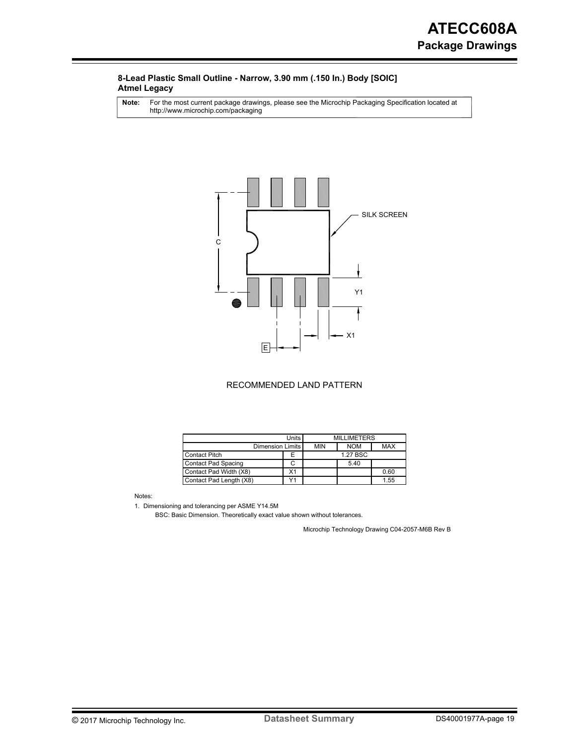**8-Lead Plastic Small Outline - Narrow, 3.90 mm (.150 In.) Body [SOIC]**
**Atmel Legacy**

**Note:** For the most current package drawings, please see the Microchip Packaging Specification located at http://www.microchip.com/packaging

SILK SCREEN

C

Y1

X1

E

RECOMMENDED LAND PATTERN

| Units | | MILLIMETERS | | |
|---|---|---|---|---|
| Dimension Limits | | MIN | NOM | MAX |
| Contact Pitch | E | | 1.27 BSC | |
| Contact Pad Spacing | C | | 5.40 | |
| Contact Pad Width (X8) | X1 | | | 0.60 |
| Contact Pad Length (X8) | Y1 | | | 1.55 |

Notes:

1. Dimensioning and tolerancing per ASME Y14.5M

   BSC: Basic Dimension. Theoretically exact value shown without tolerances.

Microchip Technology Drawing C04-2057-M6B Rev B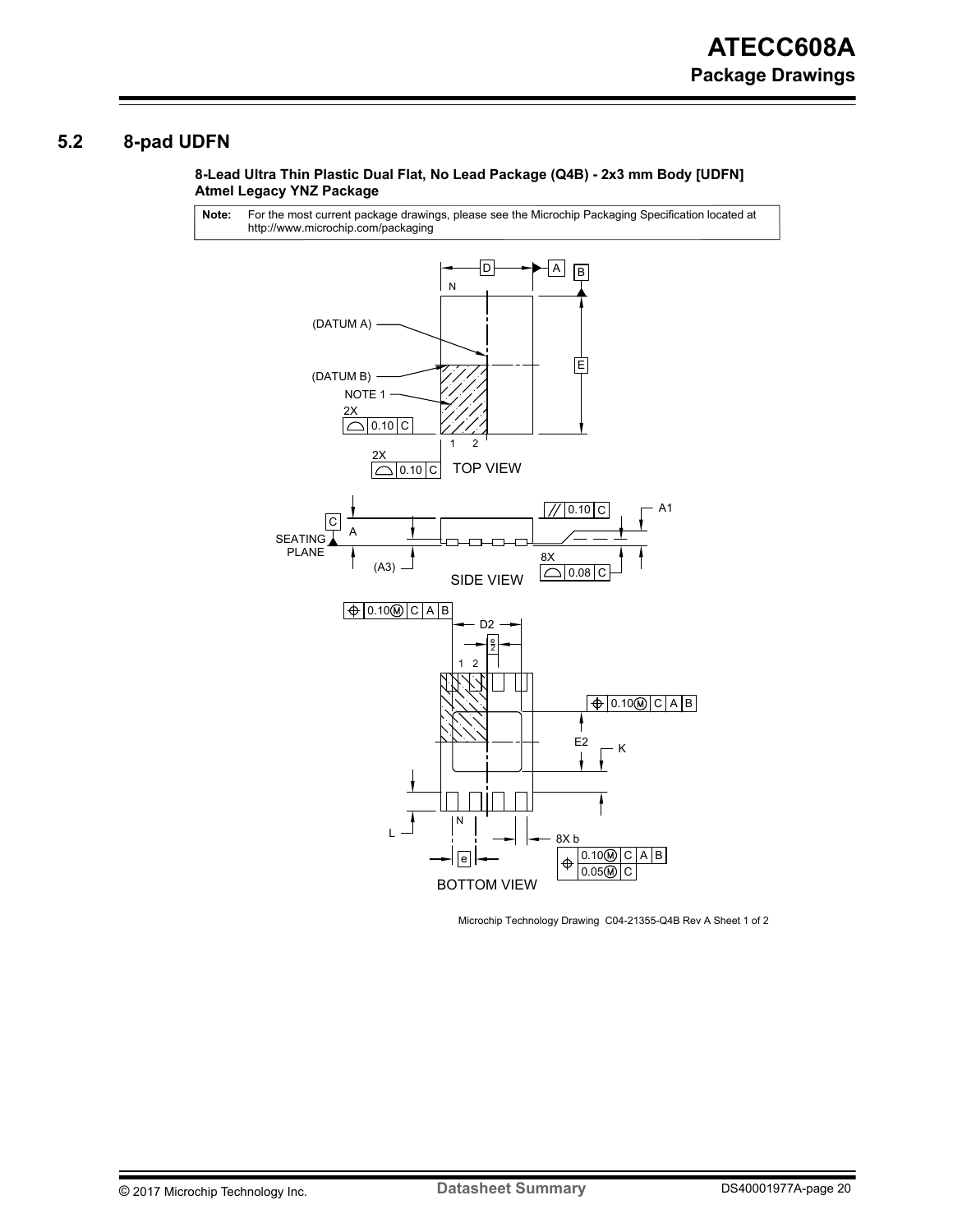## 5.2 8-pad UDFN

**8-Lead Ultra Thin Plastic Dual Flat, No Lead Package (Q4B) - 2x3 mm Body [UDFN]**
**Atmel Legacy YNZ Package**

**Note:** For the most current package drawings, please see the Microchip Packaging Specification located at http://www.microchip.com/packaging

TOP VIEW

SIDE VIEW

BOTTOM VIEW

Microchip Technology Drawing C04-21355-Q4B Rev A Sheet 1 of 2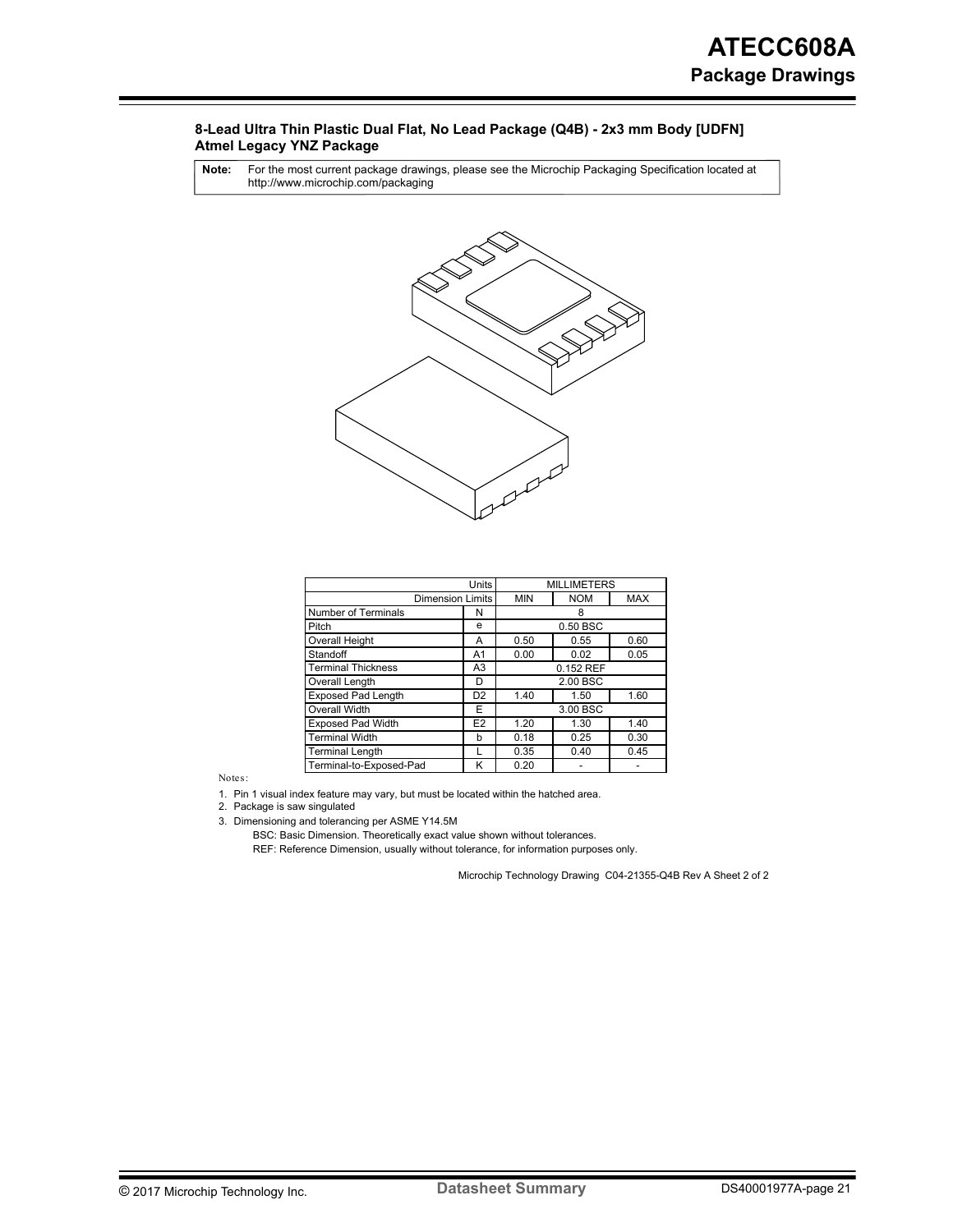**8-Lead Ultra Thin Plastic Dual Flat, No Lead Package (Q4B) - 2x3 mm Body [UDFN]**
**Atmel Legacy YNZ Package**

| **Note:** | For the most current package drawings, please see the Microchip Packaging Specification located at http://www.microchip.com/packaging |
|---|---|

| Units | | MILLIMETERS | | |
|---|---|---|---|---|
| Dimension Limits | | MIN | NOM | MAX |
| Number of Terminals | N | | 8 | |
| Pitch | e | | 0.50 BSC | |
| Overall Height | A | 0.50 | 0.55 | 0.60 |
| Standoff | A1 | 0.00 | 0.02 | 0.05 |
| Terminal Thickness | A3 | | 0.152 REF | |
| Overall Length | D | | 2.00 BSC | |
| Exposed Pad Length | D2 | 1.40 | 1.50 | 1.60 |
| Overall Width | E | | 3.00 BSC | |
| Exposed Pad Width | E2 | 1.20 | 1.30 | 1.40 |
| Terminal Width | b | 0.18 | 0.25 | 0.30 |
| Terminal Length | L | 0.35 | 0.40 | 0.45 |
| Terminal-to-Exposed-Pad | K | 0.20 | - | - |

Notes:

1. Pin 1 visual index feature may vary, but must be located within the hatched area.
2. Package is saw singulated
3. Dimensioning and tolerancing per ASME Y14.5M

   BSC: Basic Dimension. Theoretically exact value shown without tolerances.

   REF: Reference Dimension, usually without tolerance, for information purposes only.

Microchip Technology Drawing C04-21355-Q4B Rev A Sheet 2 of 2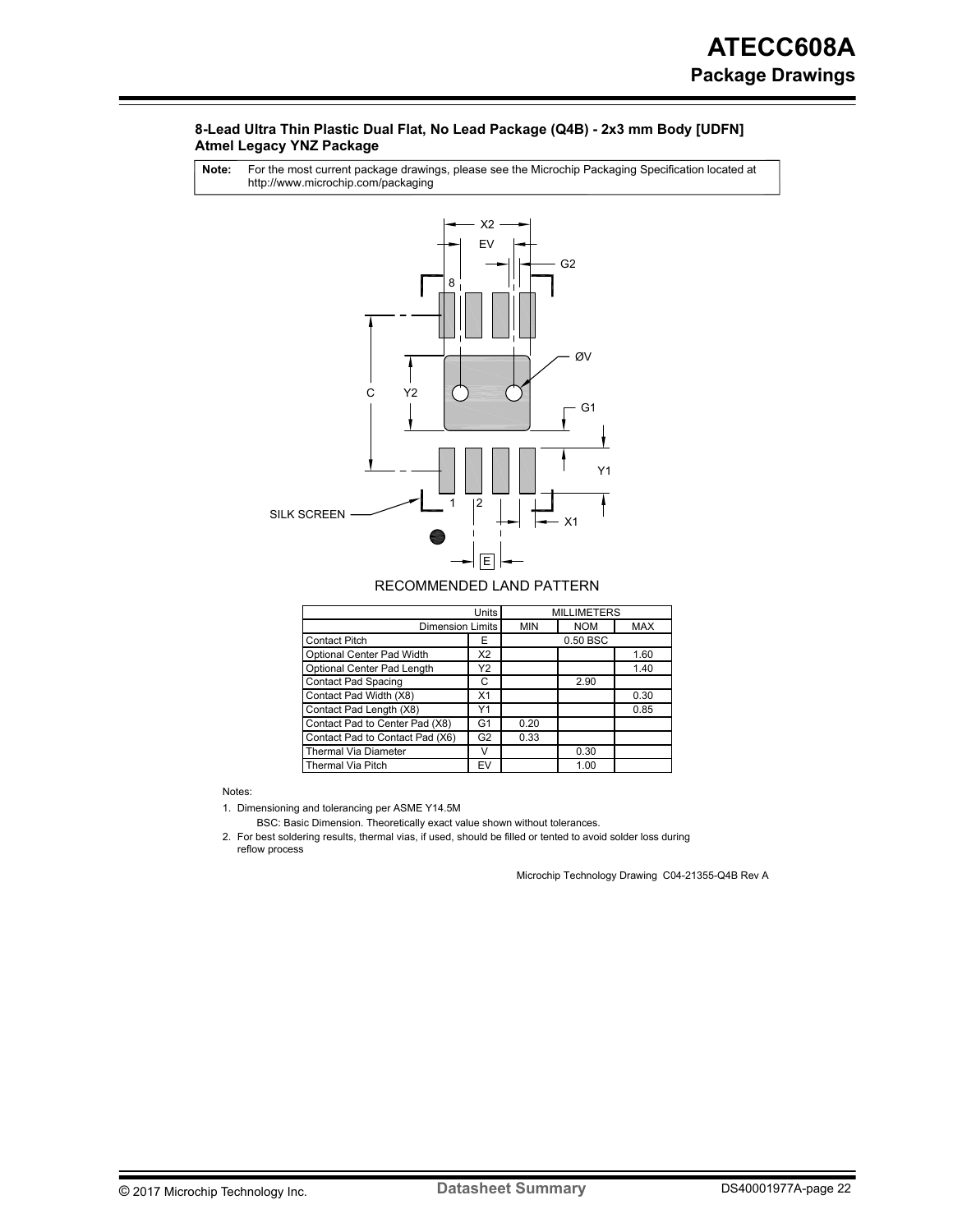**8-Lead Ultra Thin Plastic Dual Flat, No Lead Package (Q4B) - 2x3 mm Body [UDFN]**
**Atmel Legacy YNZ Package**

**Note:** For the most current package drawings, please see the Microchip Packaging Specification located at http://www.microchip.com/packaging

RECOMMENDED LAND PATTERN

| Units | | MILLIMETERS | | |
|---|---|---|---|---|
| Dimension Limits | | MIN | NOM | MAX |
| Contact Pitch | E | | 0.50 BSC | |
| Optional Center Pad Width | X2 | | | 1.60 |
| Optional Center Pad Length | Y2 | | | 1.40 |
| Contact Pad Spacing | C | | 2.90 | |
| Contact Pad Width (X8) | X1 | | | 0.30 |
| Contact Pad Length (X8) | Y1 | | | 0.85 |
| Contact Pad to Center Pad (X8) | G1 | 0.20 | | |
| Contact Pad to Contact Pad (X6) | G2 | 0.33 | | |
| Thermal Via Diameter | V | | 0.30 | |
| Thermal Via Pitch | EV | | 1.00 | |

Notes:

1. Dimensioning and tolerancing per ASME Y14.5M

   BSC: Basic Dimension. Theoretically exact value shown without tolerances.

2. For best soldering results, thermal vias, if used, should be filled or tented to avoid solder loss during reflow process

Microchip Technology Drawing C04-21355-Q4B Rev A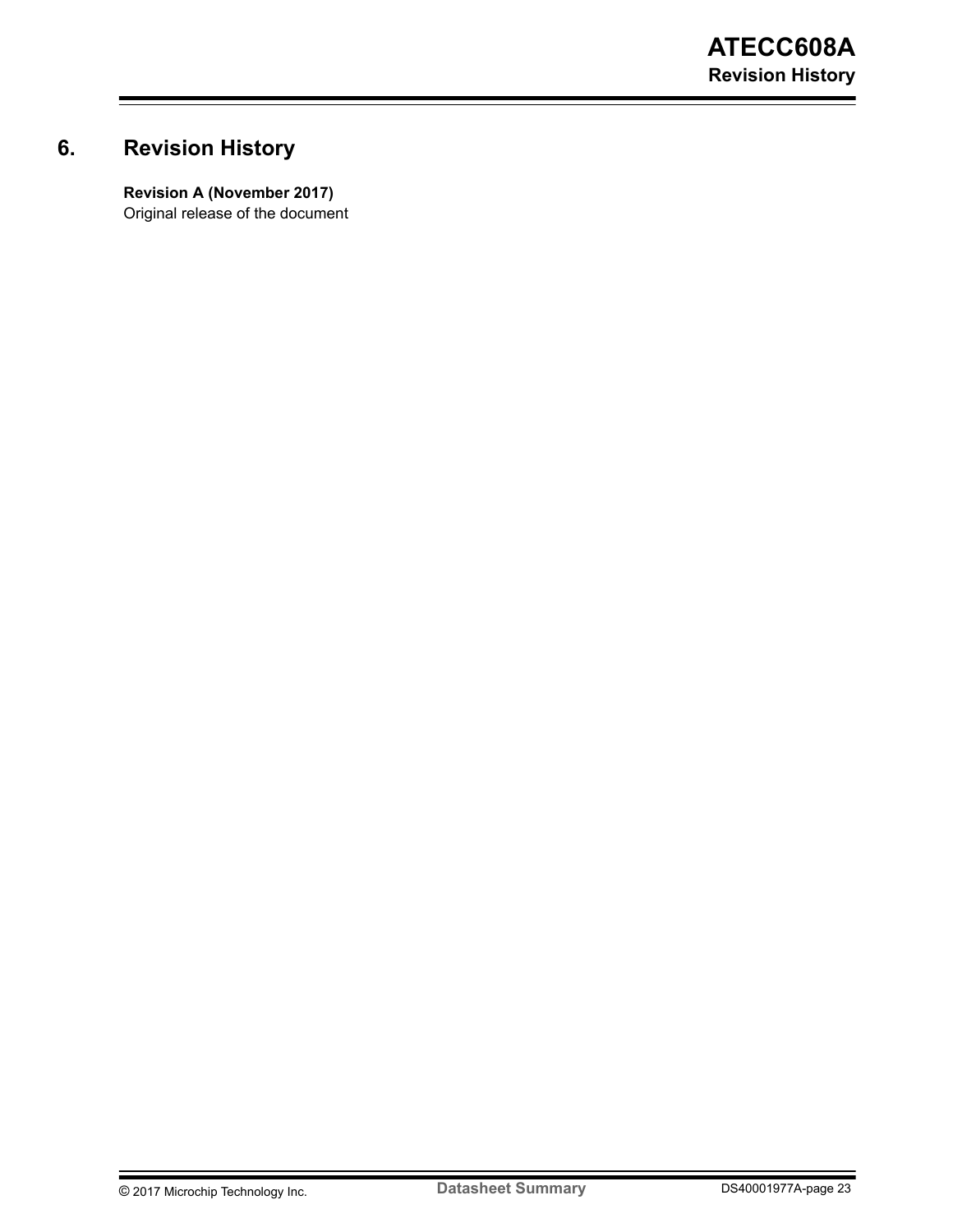# 6. Revision History

**Revision A (November 2017)**
Original release of the document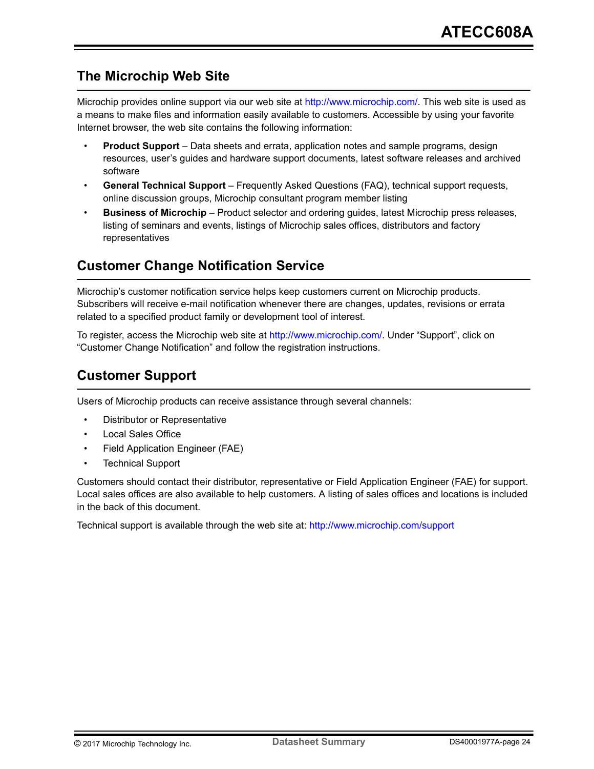## The Microchip Web Site

Microchip provides online support via our web site at http://www.microchip.com/. This web site is used as a means to make files and information easily available to customers. Accessible by using your favorite Internet browser, the web site contains the following information:

- **Product Support** – Data sheets and errata, application notes and sample programs, design resources, user's guides and hardware support documents, latest software releases and archived software
- **General Technical Support** – Frequently Asked Questions (FAQ), technical support requests, online discussion groups, Microchip consultant program member listing
- **Business of Microchip** – Product selector and ordering guides, latest Microchip press releases, listing of seminars and events, listings of Microchip sales offices, distributors and factory representatives

## Customer Change Notification Service

Microchip's customer notification service helps keep customers current on Microchip products. Subscribers will receive e-mail notification whenever there are changes, updates, revisions or errata related to a specified product family or development tool of interest.

To register, access the Microchip web site at http://www.microchip.com/. Under "Support", click on "Customer Change Notification" and follow the registration instructions.

## Customer Support

Users of Microchip products can receive assistance through several channels:

- Distributor or Representative
- Local Sales Office
- Field Application Engineer (FAE)
- Technical Support

Customers should contact their distributor, representative or Field Application Engineer (FAE) for support. Local sales offices are also available to help customers. A listing of sales offices and locations is included in the back of this document.

Technical support is available through the web site at: http://www.microchip.com/support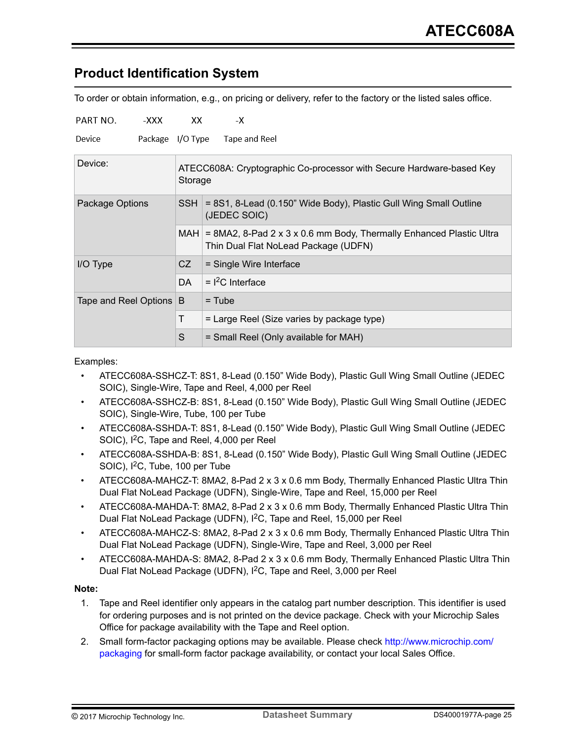## Product Identification System

To order or obtain information, e.g., on pricing or delivery, refer to the factory or the listed sales office.

| PART NO. | -XXX | XX | -X |
|---|---|---|---|
| Device | Package | I/O Type | Tape and Reel |

| Device: | ATECC608A: Cryptographic Co-processor with Secure Hardware-based Key Storage | |
|---|---|---|
| Package Options | SSH | = 8S1, 8-Lead (0.150" Wide Body), Plastic Gull Wing Small Outline (JEDEC SOIC) |
| | MAH | = 8MA2, 8-Pad 2 x 3 x 0.6 mm Body, Thermally Enhanced Plastic Ultra Thin Dual Flat NoLead Package (UDFN) |
| I/O Type | CZ | = Single Wire Interface |
| | DA | = I$^2$C Interface |
| Tape and Reel Options | B | = Tube |
| | T | = Large Reel (Size varies by package type) |
| | S | = Small Reel (Only available for MAH) |

Examples:

- ATECC608A-SSHCZ-T: 8S1, 8-Lead (0.150" Wide Body), Plastic Gull Wing Small Outline (JEDEC SOIC), Single-Wire, Tape and Reel, 4,000 per Reel
- ATECC608A-SSHCZ-B: 8S1, 8-Lead (0.150" Wide Body), Plastic Gull Wing Small Outline (JEDEC SOIC), Single-Wire, Tube, 100 per Tube
- ATECC608A-SSHDA-T: 8S1, 8-Lead (0.150" Wide Body), Plastic Gull Wing Small Outline (JEDEC SOIC), I$^2$C, Tape and Reel, 4,000 per Reel
- ATECC608A-SSHDA-B: 8S1, 8-Lead (0.150" Wide Body), Plastic Gull Wing Small Outline (JEDEC SOIC), I$^2$C, Tube, 100 per Tube
- ATECC608A-MAHCZ-T: 8MA2, 8-Pad 2 x 3 x 0.6 mm Body, Thermally Enhanced Plastic Ultra Thin Dual Flat NoLead Package (UDFN), Single-Wire, Tape and Reel, 15,000 per Reel
- ATECC608A-MAHDA-T: 8MA2, 8-Pad 2 x 3 x 0.6 mm Body, Thermally Enhanced Plastic Ultra Thin Dual Flat NoLead Package (UDFN), I$^2$C, Tape and Reel, 15,000 per Reel
- ATECC608A-MAHCZ-S: 8MA2, 8-Pad 2 x 3 x 0.6 mm Body, Thermally Enhanced Plastic Ultra Thin Dual Flat NoLead Package (UDFN), Single-Wire, Tape and Reel, 3,000 per Reel
- ATECC608A-MAHDA-S: 8MA2, 8-Pad 2 x 3 x 0.6 mm Body, Thermally Enhanced Plastic Ultra Thin Dual Flat NoLead Package (UDFN), I$^2$C, Tape and Reel, 3,000 per Reel

**Note:**

1. Tape and Reel identifier only appears in the catalog part number description. This identifier is used for ordering purposes and is not printed on the device package. Check with your Microchip Sales Office for package availability with the Tape and Reel option.
2. Small form-factor packaging options may be available. Please check http://www.microchip.com/packaging for small-form factor package availability, or contact your local Sales Office.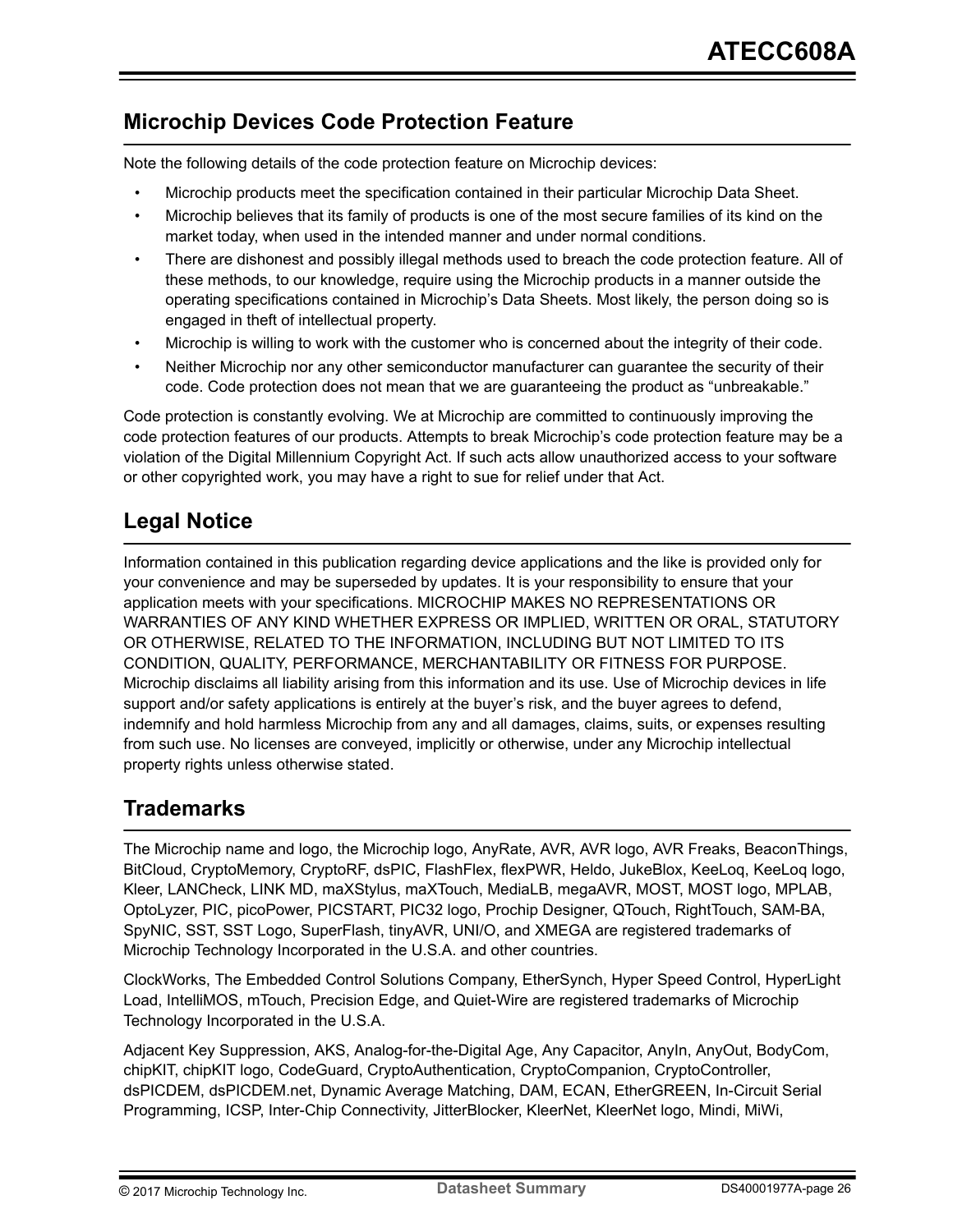## Microchip Devices Code Protection Feature

Note the following details of the code protection feature on Microchip devices:

- Microchip products meet the specification contained in their particular Microchip Data Sheet.
- Microchip believes that its family of products is one of the most secure families of its kind on the market today, when used in the intended manner and under normal conditions.
- There are dishonest and possibly illegal methods used to breach the code protection feature. All of these methods, to our knowledge, require using the Microchip products in a manner outside the operating specifications contained in Microchip's Data Sheets. Most likely, the person doing so is engaged in theft of intellectual property.
- Microchip is willing to work with the customer who is concerned about the integrity of their code.
- Neither Microchip nor any other semiconductor manufacturer can guarantee the security of their code. Code protection does not mean that we are guaranteeing the product as "unbreakable."

Code protection is constantly evolving. We at Microchip are committed to continuously improving the code protection features of our products. Attempts to break Microchip's code protection feature may be a violation of the Digital Millennium Copyright Act. If such acts allow unauthorized access to your software or other copyrighted work, you may have a right to sue for relief under that Act.

## Legal Notice

Information contained in this publication regarding device applications and the like is provided only for your convenience and may be superseded by updates. It is your responsibility to ensure that your application meets with your specifications. MICROCHIP MAKES NO REPRESENTATIONS OR WARRANTIES OF ANY KIND WHETHER EXPRESS OR IMPLIED, WRITTEN OR ORAL, STATUTORY OR OTHERWISE, RELATED TO THE INFORMATION, INCLUDING BUT NOT LIMITED TO ITS CONDITION, QUALITY, PERFORMANCE, MERCHANTABILITY OR FITNESS FOR PURPOSE. Microchip disclaims all liability arising from this information and its use. Use of Microchip devices in life support and/or safety applications is entirely at the buyer's risk, and the buyer agrees to defend, indemnify and hold harmless Microchip from any and all damages, claims, suits, or expenses resulting from such use. No licenses are conveyed, implicitly or otherwise, under any Microchip intellectual property rights unless otherwise stated.

## Trademarks

The Microchip name and logo, the Microchip logo, AnyRate, AVR, AVR logo, AVR Freaks, BeaconThings, BitCloud, CryptoMemory, CryptoRF, dsPIC, FlashFlex, flexPWR, Heldo, JukeBlox, KeeLoq, KeeLoq logo, Kleer, LANCheck, LINK MD, maXStylus, maXTouch, MediaLB, megaAVR, MOST, MOST logo, MPLAB, OptoLyzer, PIC, picoPower, PICSTART, PIC32 logo, Prochip Designer, QTouch, RightTouch, SAM-BA, SpyNIC, SST, SST Logo, SuperFlash, tinyAVR, UNI/O, and XMEGA are registered trademarks of Microchip Technology Incorporated in the U.S.A. and other countries.

ClockWorks, The Embedded Control Solutions Company, EtherSynch, Hyper Speed Control, HyperLight Load, IntelliMOS, mTouch, Precision Edge, and Quiet-Wire are registered trademarks of Microchip Technology Incorporated in the U.S.A.

Adjacent Key Suppression, AKS, Analog-for-the-Digital Age, Any Capacitor, AnyIn, AnyOut, BodyCom, chipKIT, chipKIT logo, CodeGuard, CryptoAuthentication, CryptoCompanion, CryptoController, dsPICDEM, dsPICDEM.net, Dynamic Average Matching, DAM, ECAN, EtherGREEN, In-Circuit Serial Programming, ICSP, Inter-Chip Connectivity, JitterBlocker, KleerNet, KleerNet logo, Mindi, MiWi,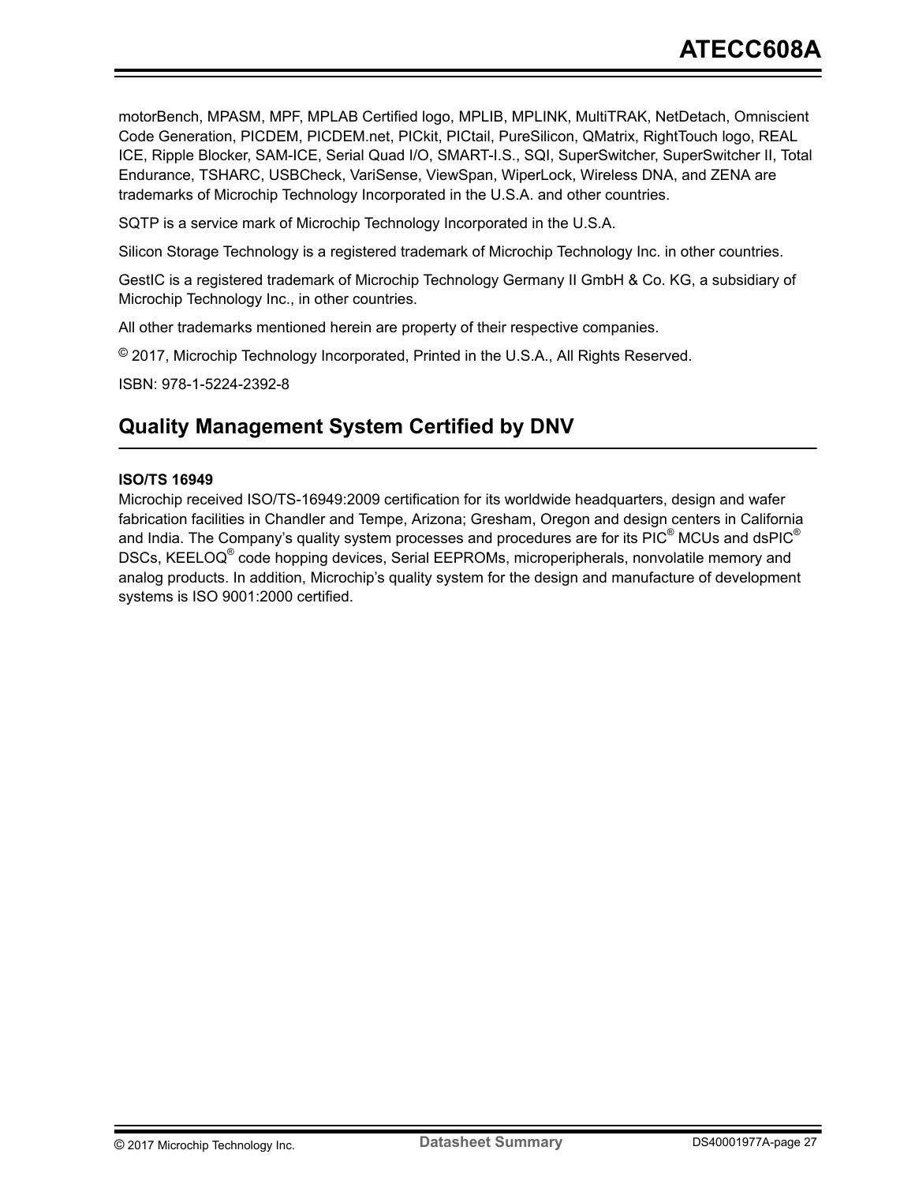motorBench, MPASM, MPF, MPLAB Certified logo, MPLIB, MPLINK, MultiTRAK, NetDetach, Omniscient Code Generation, PICDEM, PICDEM.net, PICkit, PICtail, PureSilicon, QMatrix, RightTouch logo, REAL ICE, Ripple Blocker, SAM-ICE, Serial Quad I/O, SMART-I.S., SQI, SuperSwitcher, SuperSwitcher II, Total Endurance, TSHARC, USBCheck, VariSense, ViewSpan, WiperLock, Wireless DNA, and ZENA are trademarks of Microchip Technology Incorporated in the U.S.A. and other countries.

SQTP is a service mark of Microchip Technology Incorporated in the U.S.A.

Silicon Storage Technology is a registered trademark of Microchip Technology Inc. in other countries.

GestIC is a registered trademark of Microchip Technology Germany II GmbH & Co. KG, a subsidiary of Microchip Technology Inc., in other countries.

All other trademarks mentioned herein are property of their respective companies.

© 2017, Microchip Technology Incorporated, Printed in the U.S.A., All Rights Reserved.

ISBN: 978-1-5224-2392-8

## Quality Management System Certified by DNV

**ISO/TS 16949**

Microchip received ISO/TS-16949:2009 certification for its worldwide headquarters, design and wafer fabrication facilities in Chandler and Tempe, Arizona; Gresham, Oregon and design centers in California and India. The Company's quality system processes and procedures are for its PIC® MCUs and dsPIC® DSCs, KEELOQ® code hopping devices, Serial EEPROMs, microperipherals, nonvolatile memory and analog products. In addition, Microchip's quality system for the design and manufacture of development systems is ISO 9001:2000 certified.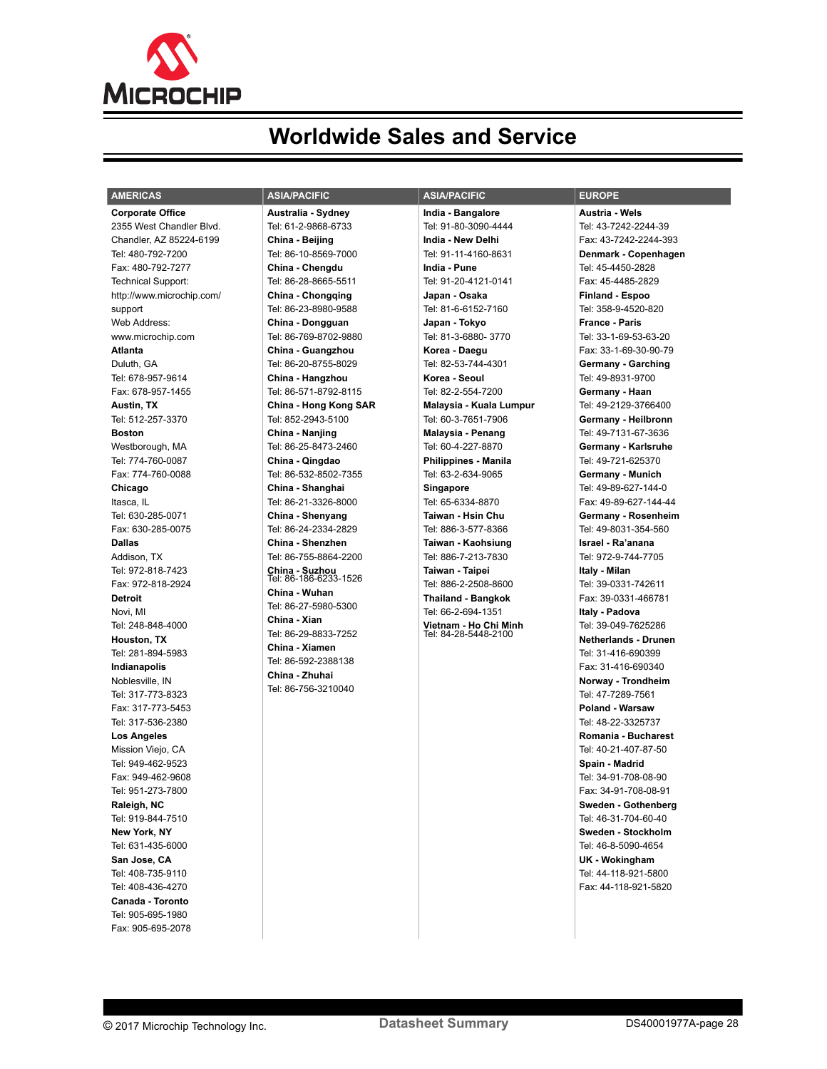# Worldwide Sales and Service

## AMERICAS

**Corporate Office**
2355 West Chandler Blvd.
Chandler, AZ 85224-6199
Tel: 480-792-7200
Fax: 480-792-7277
Technical Support:
http://www.microchip.com/support
Web Address:
www.microchip.com

**Atlanta**
Duluth, GA
Tel: 678-957-9614
Fax: 678-957-1455

**Austin, TX**
Tel: 512-257-3370

**Boston**
Westborough, MA
Tel: 774-760-0087
Fax: 774-760-0088

**Chicago**
Itasca, IL
Tel: 630-285-0071
Fax: 630-285-0075

**Dallas**
Addison, TX
Tel: 972-818-7423
Fax: 972-818-2924

**Detroit**
Novi, MI
Tel: 248-848-4000

**Houston, TX**
Tel: 281-894-5983

**Indianapolis**
Noblesville, IN
Tel: 317-773-8323
Fax: 317-773-5453
Tel: 317-536-2380

**Los Angeles**
Mission Viejo, CA
Tel: 949-462-9523
Fax: 949-462-9608
Tel: 951-273-7800

**Raleigh, NC**
Tel: 919-844-7510

**New York, NY**
Tel: 631-435-6000

**San Jose, CA**
Tel: 408-735-9110
Tel: 408-436-4270

**Canada - Toronto**
Tel: 905-695-1980
Fax: 905-695-2078

## ASIA/PACIFIC

**Australia - Sydney**
Tel: 61-2-9868-6733

**China - Beijing**
Tel: 86-10-8569-7000

**China - Chengdu**
Tel: 86-28-8665-5511

**China - Chongqing**
Tel: 86-23-8980-9588

**China - Dongguan**
Tel: 86-769-8702-9880

**China - Guangzhou**
Tel: 86-20-8755-8029

**China - Hangzhou**
Tel: 86-571-8792-8115

**China - Hong Kong SAR**
Tel: 852-2943-5100

**China - Nanjing**
Tel: 86-25-8473-2460

**China - Qingdao**
Tel: 86-532-8502-7355

**China - Shanghai**
Tel: 86-21-3326-8000

**China - Shenyang**
Tel: 86-24-2334-2829

**China - Shenzhen**
Tel: 86-755-8864-2200

**China - Suzhou**
Tel: 86-186-6233-1526

**China - Wuhan**
Tel: 86-27-5980-5300

**China - Xian**
Tel: 86-29-8833-7252

**China - Xiamen**
Tel: 86-592-2388138

**China - Zhuhai**
Tel: 86-756-3210040

## ASIA/PACIFIC

**India - Bangalore**
Tel: 91-80-3090-4444

**India - New Delhi**
Tel: 91-11-4160-8631

**India - Pune**
Tel: 91-20-4121-0141

**Japan - Osaka**
Tel: 81-6-6152-7160

**Japan - Tokyo**
Tel: 81-3-6880- 3770

**Korea - Daegu**
Tel: 82-53-744-4301

**Korea - Seoul**
Tel: 82-2-554-7200

**Malaysia - Kuala Lumpur**
Tel: 60-3-7651-7906

**Malaysia - Penang**
Tel: 60-4-227-8870

**Philippines - Manila**
Tel: 63-2-634-9065

**Singapore**
Tel: 65-6334-8870

**Taiwan - Hsin Chu**
Tel: 886-3-577-8366

**Taiwan - Kaohsiung**
Tel: 886-7-213-7830

**Taiwan - Taipei**
Tel: 886-2-2508-8600

**Thailand - Bangkok**
Tel: 66-2-694-1351

**Vietnam - Ho Chi Minh**
Tel: 84-28-5448-2100

## EUROPE

**Austria - Wels**
Tel: 43-7242-2244-39
Fax: 43-7242-2244-393

**Denmark - Copenhagen**
Tel: 45-4450-2828
Fax: 45-4485-2829

**Finland - Espoo**
Tel: 358-9-4520-820

**France - Paris**
Tel: 33-1-69-53-63-20
Fax: 33-1-69-30-90-79

**Germany - Garching**
Tel: 49-8931-9700

**Germany - Haan**
Tel: 49-2129-3766400

**Germany - Heilbronn**
Tel: 49-7131-67-3636

**Germany - Karlsruhe**
Tel: 49-721-625370

**Germany - Munich**
Tel: 49-89-627-144-0
Fax: 49-89-627-144-44

**Germany - Rosenheim**
Tel: 49-8031-354-560

**Israel - Ra'anana**
Tel: 972-9-744-7705

**Italy - Milan**
Tel: 39-0331-742611
Fax: 39-0331-466781

**Italy - Padova**
Tel: 39-049-7625286

**Netherlands - Drunen**
Tel: 31-416-690399
Fax: 31-416-690340

**Norway - Trondheim**
Tel: 47-7289-7561

**Poland - Warsaw**
Tel: 48-22-3325737

**Romania - Bucharest**
Tel: 40-21-407-87-50

**Spain - Madrid**
Tel: 34-91-708-08-90
Fax: 34-91-708-08-91

**Sweden - Gothenberg**
Tel: 46-31-704-60-40

**Sweden - Stockholm**
Tel: 46-8-5090-4654

**UK - Wokingham**
Tel: 44-118-921-5800
Fax: 44-118-921-5820